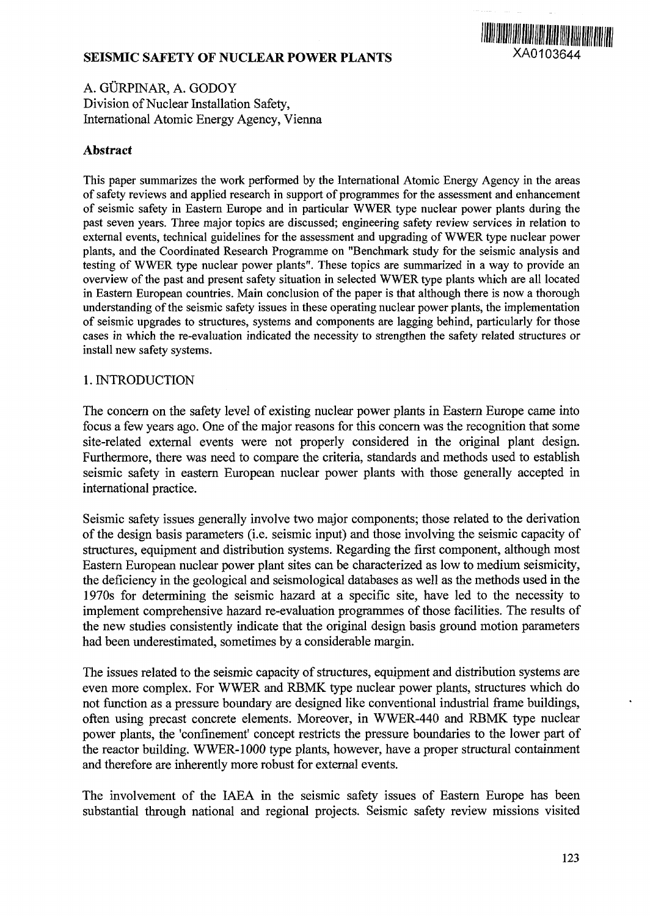# SEISMIC SAFETY OF NUCLEAR POWER PLANTS

XA0103644

A. GÜRPINAR, A. GODOY
Division of Nuclear Installation Safety,
International Atomic Energy Agency, Vienna

## Abstract

This paper summarizes the work performed by the International Atomic Energy Agency in the areas of safety reviews and applied research in support of programmes for the assessment and enhancement of seismic safety in Eastern Europe and in particular WWER type nuclear power plants during the past seven years. Three major topics are discussed; engineering safety review services in relation to external events, technical guidelines for the assessment and upgrading of WWER type nuclear power plants, and the Coordinated Research Programme on "Benchmark study for the seismic analysis and testing of WWER type nuclear power plants". These topics are summarized in a way to provide an overview of the past and present safety situation in selected WWER type plants which are all located in Eastern European countries. Main conclusion of the paper is that although there is now a thorough understanding of the seismic safety issues in these operating nuclear power plants, the implementation of seismic upgrades to structures, systems and components are lagging behind, particularly for those cases in which the re-evaluation indicated the necessity to strengthen the safety related structures or install new safety systems.

## 1. INTRODUCTION

The concern on the safety level of existing nuclear power plants in Eastern Europe came into focus a few years ago. One of the major reasons for this concern was the recognition that some site-related external events were not properly considered in the original plant design. Furthermore, there was need to compare the criteria, standards and methods used to establish seismic safety in eastern European nuclear power plants with those generally accepted in international practice.

Seismic safety issues generally involve two major components; those related to the derivation of the design basis parameters (i.e. seismic input) and those involving the seismic capacity of structures, equipment and distribution systems. Regarding the first component, although most Eastern European nuclear power plant sites can be characterized as low to medium seismicity, the deficiency in the geological and seismological databases as well as the methods used in the 1970s for determining the seismic hazard at a specific site, have led to the necessity to implement comprehensive hazard re-evaluation programmes of those facilities. The results of the new studies consistently indicate that the original design basis ground motion parameters had been underestimated, sometimes by a considerable margin.

The issues related to the seismic capacity of structures, equipment and distribution systems are even more complex. For WWER and RBMK type nuclear power plants, structures which do not function as a pressure boundary are designed like conventional industrial frame buildings, often using precast concrete elements. Moreover, in WWER-440 and RBMK type nuclear power plants, the 'confinement' concept restricts the pressure boundaries to the lower part of the reactor building. WWER-1000 type plants, however, have a proper structural containment and therefore are inherently more robust for external events.

The involvement of the IAEA in the seismic safety issues of Eastern Europe has been substantial through national and regional projects. Seismic safety review missions visited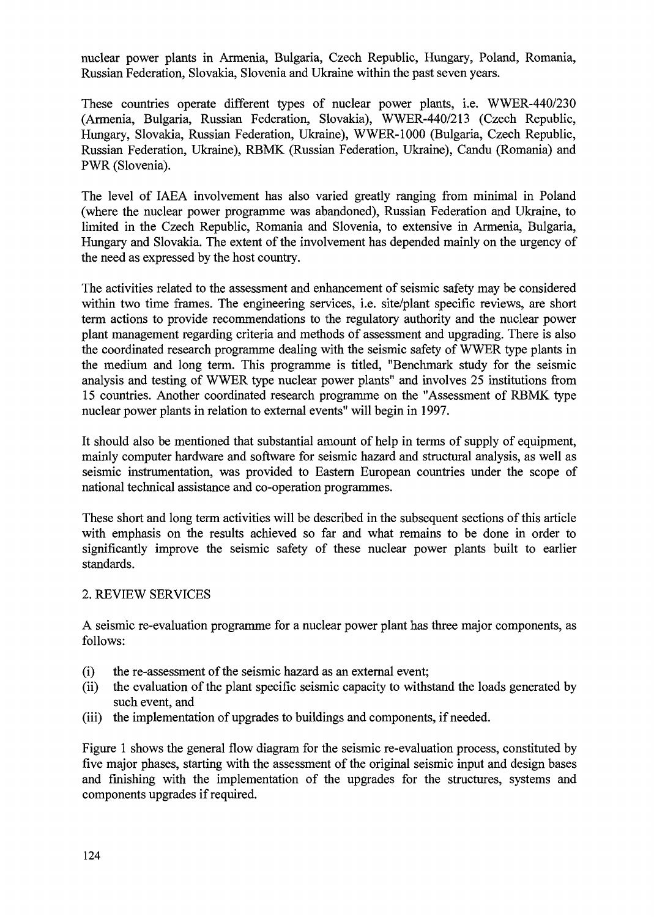nuclear power plants in Armenia, Bulgaria, Czech Republic, Hungary, Poland, Romania, Russian Federation, Slovakia, Slovenia and Ukraine within the past seven years.

These countries operate different types of nuclear power plants, i.e. WWER-440/230 (Armenia, Bulgaria, Russian Federation, Slovakia), WWER-440/213 (Czech Republic, Hungary, Slovakia, Russian Federation, Ukraine), WWER-1000 (Bulgaria, Czech Republic, Russian Federation, Ukraine), RBMK (Russian Federation, Ukraine), Candu (Romania) and PWR (Slovenia).

The level of IAEA involvement has also varied greatly ranging from minimal in Poland (where the nuclear power programme was abandoned), Russian Federation and Ukraine, to limited in the Czech Republic, Romania and Slovenia, to extensive in Armenia, Bulgaria, Hungary and Slovakia. The extent of the involvement has depended mainly on the urgency of the need as expressed by the host country.

The activities related to the assessment and enhancement of seismic safety may be considered within two time frames. The engineering services, i.e. site/plant specific reviews, are short term actions to provide recommendations to the regulatory authority and the nuclear power plant management regarding criteria and methods of assessment and upgrading. There is also the coordinated research programme dealing with the seismic safety of WWER type plants in the medium and long term. This programme is titled, "Benchmark study for the seismic analysis and testing of WWER type nuclear power plants" and involves 25 institutions from 15 countries. Another coordinated research programme on the "Assessment of RBMK type nuclear power plants in relation to external events" will begin in 1997.

It should also be mentioned that substantial amount of help in terms of supply of equipment, mainly computer hardware and software for seismic hazard and structural analysis, as well as seismic instrumentation, was provided to Eastern European countries under the scope of national technical assistance and co-operation programmes.

These short and long term activities will be described in the subsequent sections of this article with emphasis on the results achieved so far and what remains to be done in order to significantly improve the seismic safety of these nuclear power plants built to earlier standards.

## 2. REVIEW SERVICES

A seismic re-evaluation programme for a nuclear power plant has three major components, as follows:

(i) the re-assessment of the seismic hazard as an external event;
(ii) the evaluation of the plant specific seismic capacity to withstand the loads generated by such event, and
(iii) the implementation of upgrades to buildings and components, if needed.

Figure 1 shows the general flow diagram for the seismic re-evaluation process, constituted by five major phases, starting with the assessment of the original seismic input and design bases and finishing with the implementation of the upgrades for the structures, systems and components upgrades if required.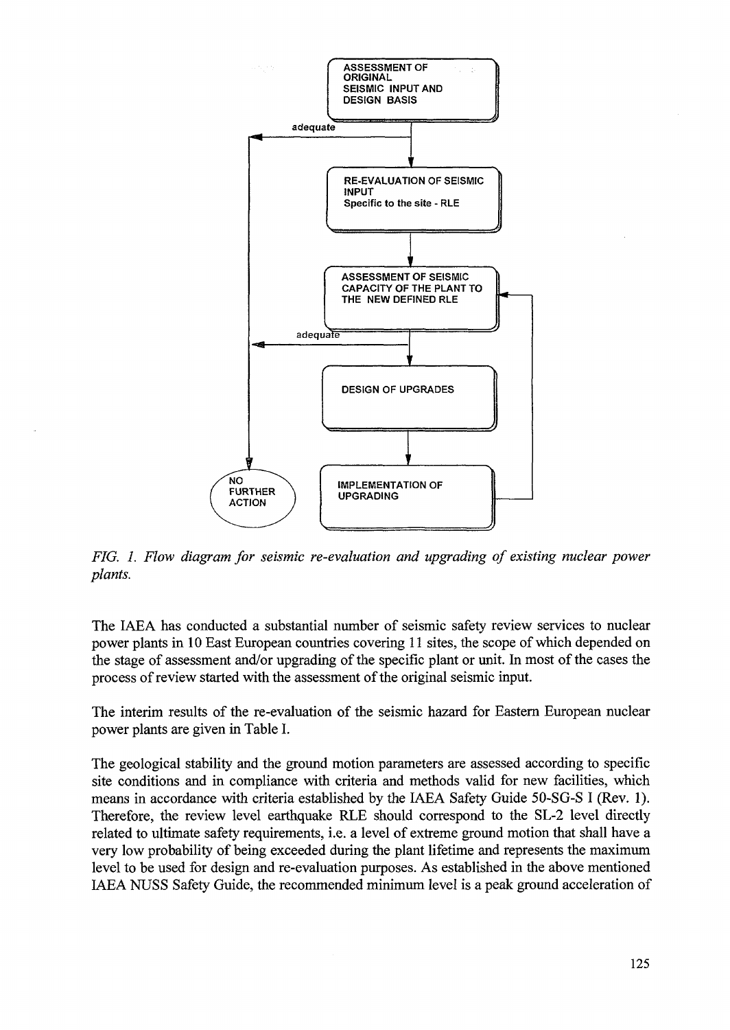ASSESSMENT OF ORIGINAL SEISMIC INPUT AND DESIGN BASIS

adequate

RE-EVALUATION OF SEISMIC INPUT
Specific to the site - RLE

ASSESSMENT OF SEISMIC CAPACITY OF THE PLANT TO THE NEW DEFINED RLE

adequate

DESIGN OF UPGRADES

IMPLEMENTATION OF UPGRADING

NO FURTHER ACTION

*FIG. 1. Flow diagram for seismic re-evaluation and upgrading of existing nuclear power plants.*

The IAEA has conducted a substantial number of seismic safety review services to nuclear power plants in 10 East European countries covering 11 sites, the scope of which depended on the stage of assessment and/or upgrading of the specific plant or unit. In most of the cases the process of review started with the assessment of the original seismic input.

The interim results of the re-evaluation of the seismic hazard for Eastern European nuclear power plants are given in Table I.

The geological stability and the ground motion parameters are assessed according to specific site conditions and in compliance with criteria and methods valid for new facilities, which means in accordance with criteria established by the IAEA Safety Guide 50-SG-S I (Rev. 1). Therefore, the review level earthquake RLE should correspond to the SL-2 level directly related to ultimate safety requirements, i.e. a level of extreme ground motion that shall have a very low probability of being exceeded during the plant lifetime and represents the maximum level to be used for design and re-evaluation purposes. As established in the above mentioned IAEA NUSS Safety Guide, the recommended minimum level is a peak ground acceleration of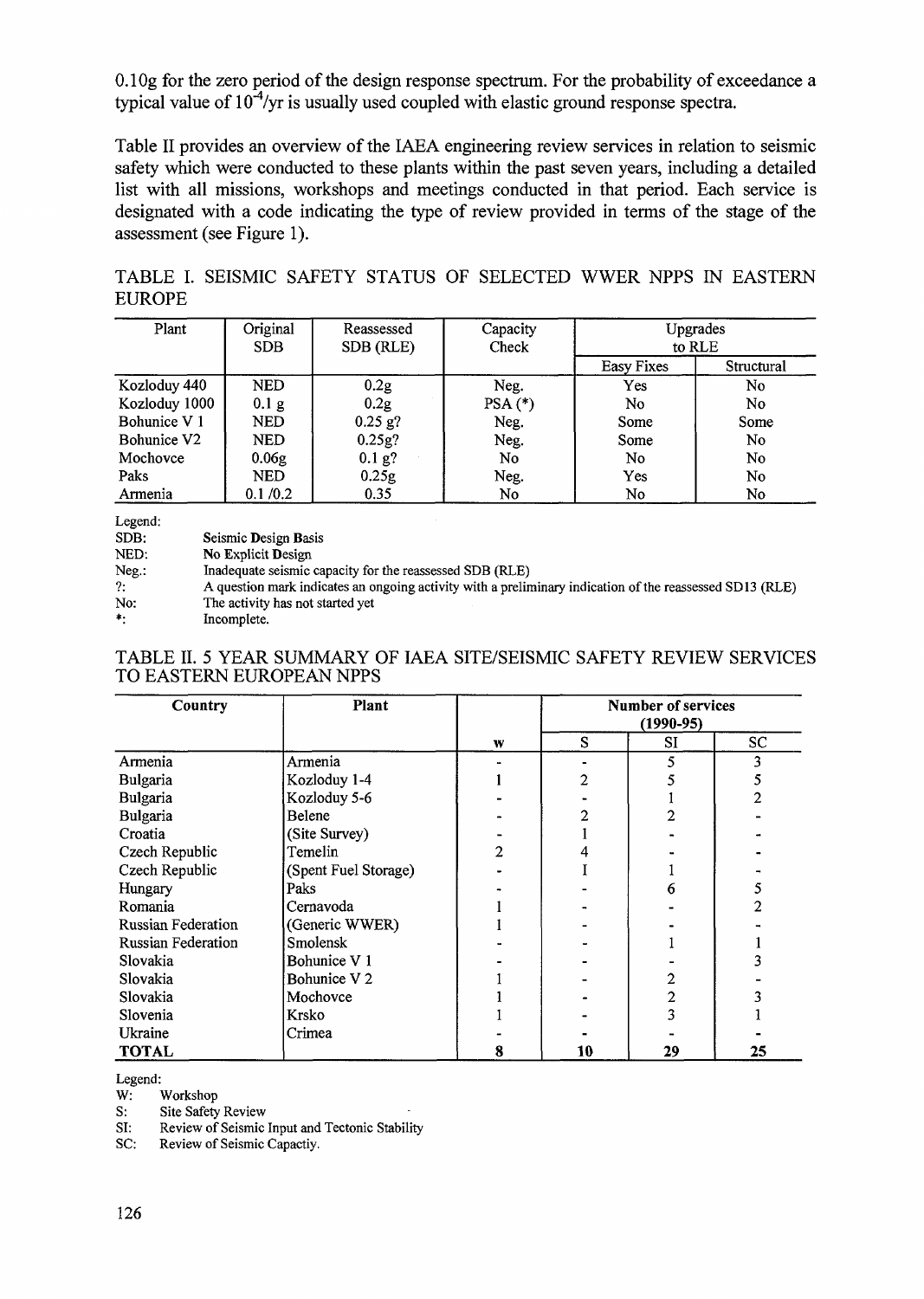0.10g for the zero period of the design response spectrum. For the probability of exceedance a typical value of $10^{-4}$/yr is usually used coupled with elastic ground response spectra.

Table II provides an overview of the IAEA engineering review services in relation to seismic safety which were conducted to these plants within the past seven years, including a detailed list with all missions, workshops and meetings conducted in that period. Each service is designated with a code indicating the type of review provided in terms of the stage of the assessment (see Figure 1).

TABLE I. SEISMIC SAFETY STATUS OF SELECTED WWER NPPS IN EASTERN EUROPE

| Plant | Original SDB | Reassessed SDB (RLE) | Capacity Check | Upgrades to RLE | |
|---|---|---|---|---|---|
| | | | | Easy Fixes | Structural |
| Kozloduy 440 | NED | 0.2g | Neg. | Yes | No |
| Kozloduy 1000 | 0.1 g | 0.2g | PSA (*) | No | No |
| Bohunice V 1 | NED | 0.25 g? | Neg. | Some | Some |
| Bohunice V2 | NED | 0.25g? | Neg. | Some | No |
| Mochovce | 0.06g | 0.1 g? | No | No | No |
| Paks | NED | 0.25g | Neg. | Yes | No |
| Armenia | 0.1 /0.2 | 0.35 | No | No | No |

Legend:
SDB: Seismic Design Basis
NED: No Explicit Design
Neg.: Inadequate seismic capacity for the reassessed SDB (RLE)
?: A question mark indicates an ongoing activity with a preliminary indication of the reassessed SD13 (RLE)
No: The activity has not started yet
*: Incomplete.

TABLE II. 5 YEAR SUMMARY OF IAEA SITE/SEISMIC SAFETY REVIEW SERVICES TO EASTERN EUROPEAN NPPS

| Country | Plant | | Number of services (1990-95) | | |
|---|---|---|---|---|---|
| | | W | S | SI | SC |
| Armenia | Armenia | - | - | 5 | 3 |
| Bulgaria | Kozloduy 1-4 | 1 | 2 | 5 | 5 |
| Bulgaria | Kozloduy 5-6 | - | - | 1 | 2 |
| Bulgaria | Belene | - | 2 | 2 | - |
| Croatia | (Site Survey) | - | 1 | - | - |
| Czech Republic | Temelin | 2 | 4 | - | - |
| Czech Republic | (Spent Fuel Storage) | - | I | 1 | - |
| Hungary | Paks | - | - | 6 | 5 |
| Romania | Cernavoda | 1 | - | - | 2 |
| Russian Federation | (Generic WWER) | 1 | - | - | - |
| Russian Federation | Smolensk | - | - | 1 | 1 |
| Slovakia | Bohunice V 1 | - | - | - | 3 |
| Slovakia | Bohunice V 2 | 1 | - | 2 | - |
| Slovakia | Mochovce | 1 | - | 2 | 3 |
| Slovenia | Krsko | 1 | - | 3 | 1 |
| Ukraine | Crimea | - | - | - | - |
| **TOTAL** | | **8** | **10** | **29** | **25** |

Legend:
W: Workshop
S: Site Safety Review
SI: Review of Seismic Input and Tectonic Stability
SC: Review of Seismic Capactiy.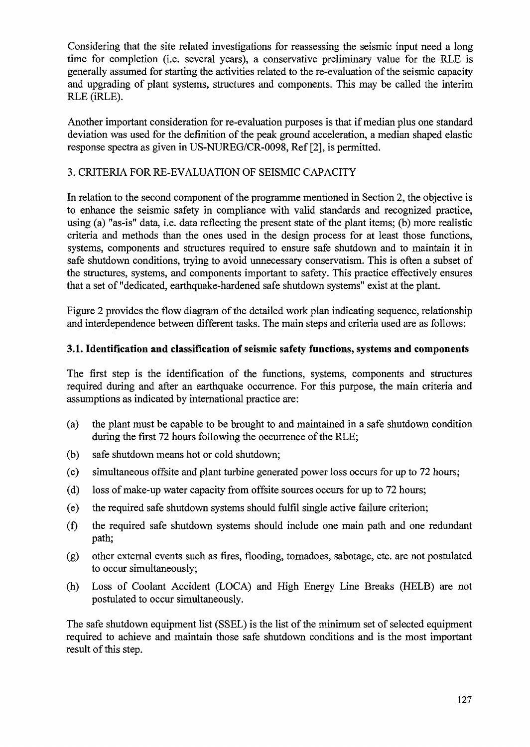Considering that the site related investigations for reassessing the seismic input need a long time for completion (i.e. several years), a conservative preliminary value for the RLE is generally assumed for starting the activities related to the re-evaluation of the seismic capacity and upgrading of plant systems, structures and components. This may be called the interim RLE (iRLE).

Another important consideration for re-evaluation purposes is that if median plus one standard deviation was used for the definition of the peak ground acceleration, a median shaped elastic response spectra as given in US-NUREG/CR-0098, Ref [2], is permitted.

## 3. CRITERIA FOR RE-EVALUATION OF SEISMIC CAPACITY

In relation to the second component of the programme mentioned in Section 2, the objective is to enhance the seismic safety in compliance with valid standards and recognized practice, using (a) "as-is" data, i.e. data reflecting the present state of the plant items; (b) more realistic criteria and methods than the ones used in the design process for at least those functions, systems, components and structures required to ensure safe shutdown and to maintain it in safe shutdown conditions, trying to avoid unnecessary conservatism. This is often a subset of the structures, systems, and components important to safety. This practice effectively ensures that a set of "dedicated, earthquake-hardened safe shutdown systems" exist at the plant.

Figure 2 provides the flow diagram of the detailed work plan indicating sequence, relationship and interdependence between different tasks. The main steps and criteria used are as follows:

### 3.1. Identification and classification of seismic safety functions, systems and components

The first step is the identification of the functions, systems, components and structures required during and after an earthquake occurrence. For this purpose, the main criteria and assumptions as indicated by international practice are:

(a) the plant must be capable to be brought to and maintained in a safe shutdown condition during the first 72 hours following the occurrence of the RLE;

(b) safe shutdown means hot or cold shutdown;

(c) simultaneous offsite and plant turbine generated power loss occurs for up to 72 hours;

(d) loss of make-up water capacity from offsite sources occurs for up to 72 hours;

(e) the required safe shutdown systems should fulfil single active failure criterion;

(f) the required safe shutdown systems should include one main path and one redundant path;

(g) other external events such as fires, flooding, tornadoes, sabotage, etc. are not postulated to occur simultaneously;

(h) Loss of Coolant Accident (LOCA) and High Energy Line Breaks (HELB) are not postulated to occur simultaneously.

The safe shutdown equipment list (SSEL) is the list of the minimum set of selected equipment required to achieve and maintain those safe shutdown conditions and is the most important result of this step.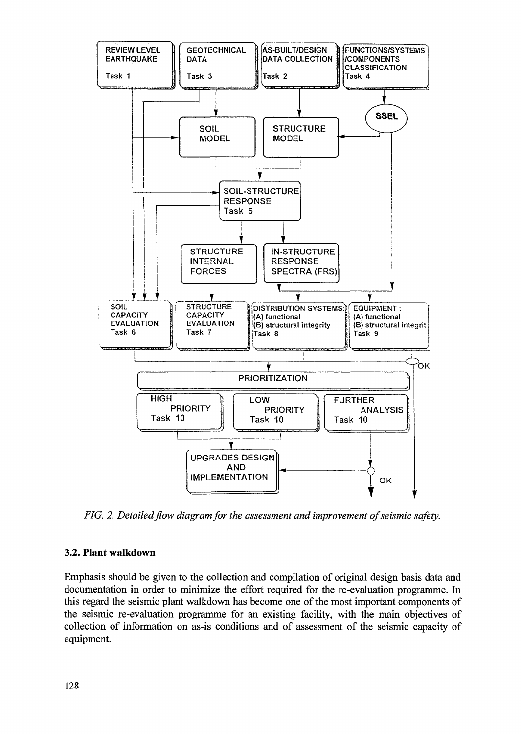*FIG. 2. Detailed flow diagram for the assessment and improvement of seismic safety.*

### 3.2. Plant walkdown

Emphasis should be given to the collection and compilation of original design basis data and documentation in order to minimize the effort required for the re-evaluation programme. In this regard the seismic plant walkdown has become one of the most important components of the seismic re-evaluation programme for an existing facility, with the main objectives of collection of information on as-is conditions and of assessment of the seismic capacity of equipment.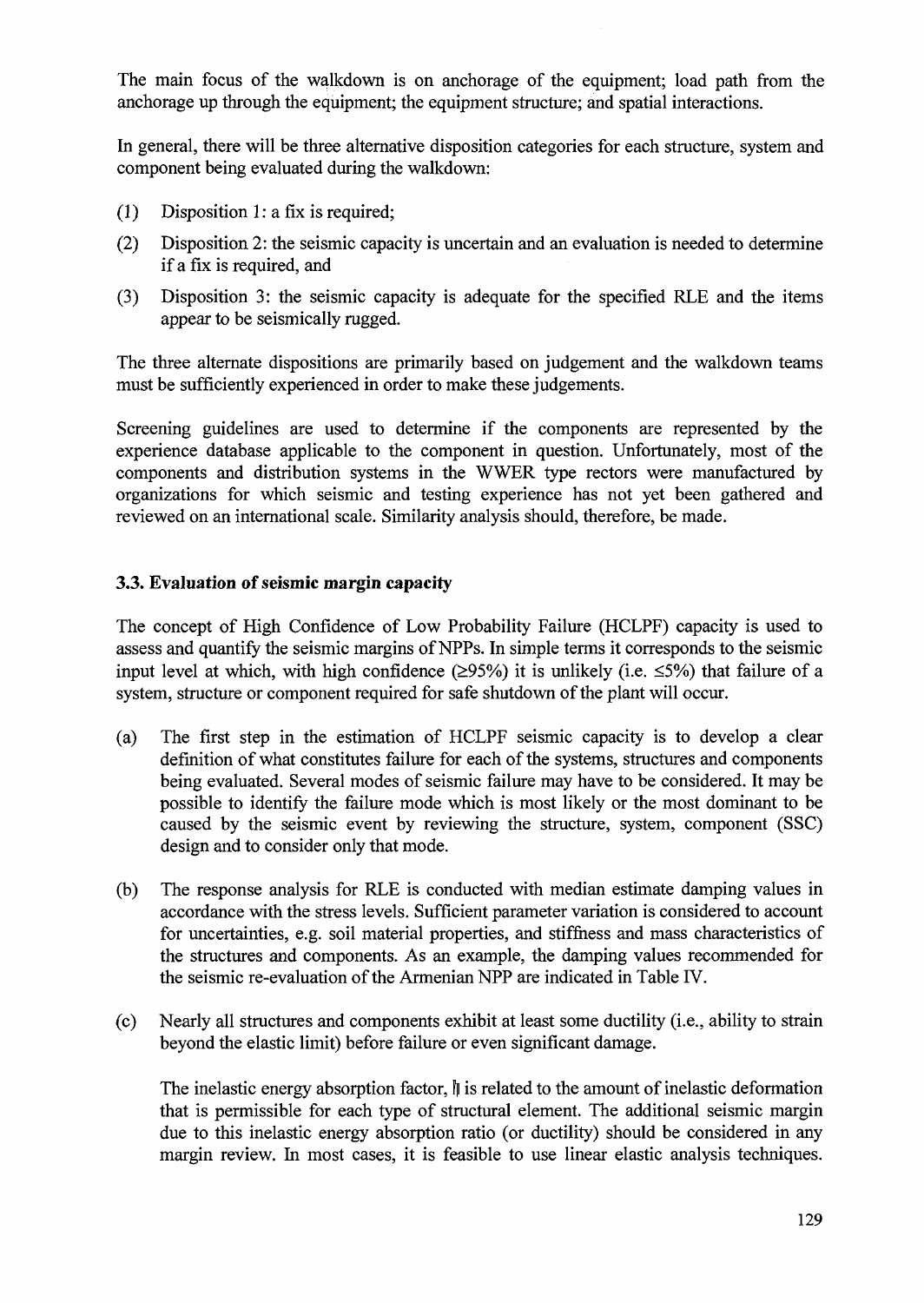The main focus of the walkdown is on anchorage of the equipment; load path from the anchorage up through the equipment; the equipment structure; and spatial interactions.

In general, there will be three alternative disposition categories for each structure, system and component being evaluated during the walkdown:

(1) Disposition 1: a fix is required;

(2) Disposition 2: the seismic capacity is uncertain and an evaluation is needed to determine if a fix is required, and

(3) Disposition 3: the seismic capacity is adequate for the specified RLE and the items appear to be seismically rugged.

The three alternate dispositions are primarily based on judgement and the walkdown teams must be sufficiently experienced in order to make these judgements.

Screening guidelines are used to determine if the components are represented by the experience database applicable to the component in question. Unfortunately, most of the components and distribution systems in the WWER type rectors were manufactured by organizations for which seismic and testing experience has not yet been gathered and reviewed on an international scale. Similarity analysis should, therefore, be made.

### 3.3. Evaluation of seismic margin capacity

The concept of High Confidence of Low Probability Failure (HCLPF) capacity is used to assess and quantify the seismic margins of NPPs. In simple terms it corresponds to the seismic input level at which, with high confidence (≥95%) it is unlikely (i.e. ≤5%) that failure of a system, structure or component required for safe shutdown of the plant will occur.

(a) The first step in the estimation of HCLPF seismic capacity is to develop a clear definition of what constitutes failure for each of the systems, structures and components being evaluated. Several modes of seismic failure may have to be considered. It may be possible to identify the failure mode which is most likely or the most dominant to be caused by the seismic event by reviewing the structure, system, component (SSC) design and to consider only that mode.

(b) The response analysis for RLE is conducted with median estimate damping values in accordance with the stress levels. Sufficient parameter variation is considered to account for uncertainties, e.g. soil material properties, and stiffness and mass characteristics of the structures and components. As an example, the damping values recommended for the seismic re-evaluation of the Armenian NPP are indicated in Table IV.

(c) Nearly all structures and components exhibit at least some ductility (i.e., ability to strain beyond the elastic limit) before failure or even significant damage.

The inelastic energy absorption factor, $\eta$ is related to the amount of inelastic deformation that is permissible for each type of structural element. The additional seismic margin due to this inelastic energy absorption ratio (or ductility) should be considered in any margin review. In most cases, it is feasible to use linear elastic analysis techniques.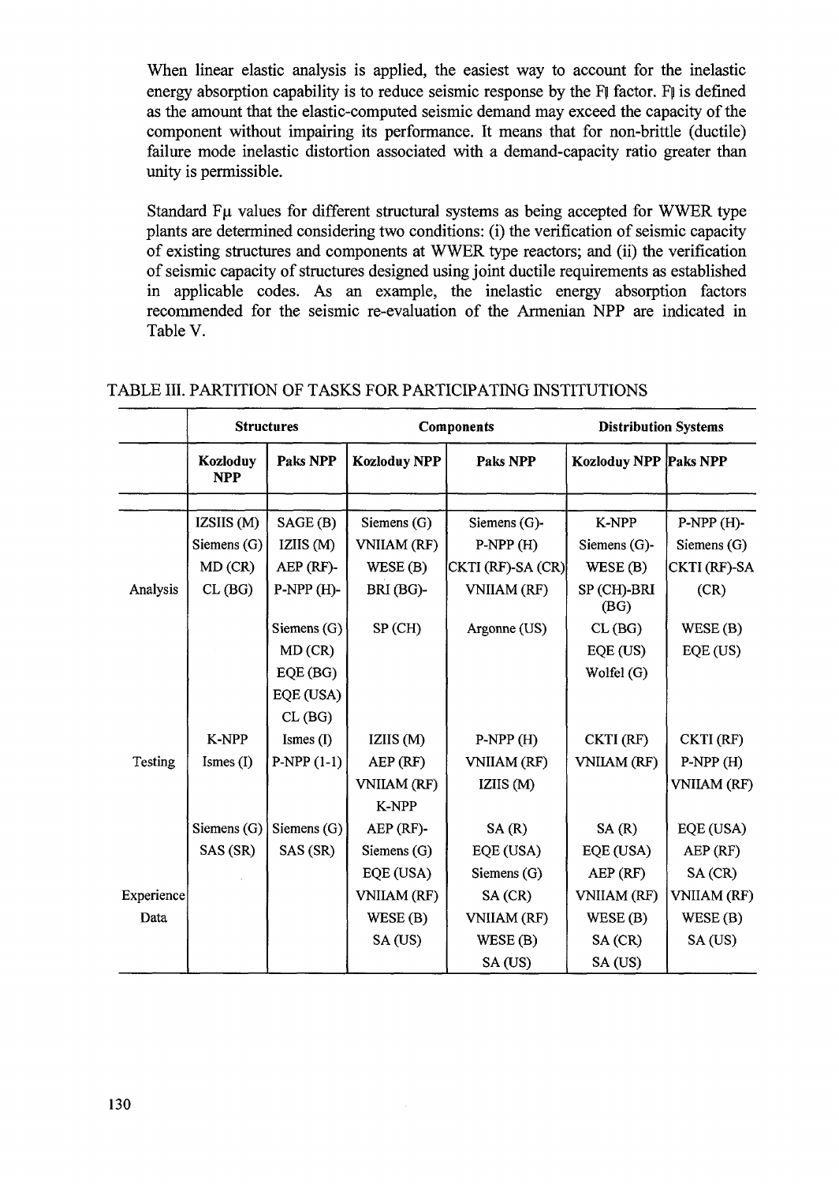When linear elastic analysis is applied, the easiest way to account for the inelastic energy absorption capability is to reduce seismic response by the Fμ factor. Fμ is defined as the amount that the elastic-computed seismic demand may exceed the capacity of the component without impairing its performance. It means that for non-brittle (ductile) failure mode inelastic distortion associated with a demand-capacity ratio greater than unity is permissible.

Standard Fμ values for different structural systems as being accepted for WWER type plants are determined considering two conditions: (i) the verification of seismic capacity of existing structures and components at WWER type reactors; and (ii) the verification of seismic capacity of structures designed using joint ductile requirements as established in applicable codes. As an example, the inelastic energy absorption factors recommended for the seismic re-evaluation of the Armenian NPP are indicated in Table V.

TABLE III. PARTITION OF TASKS FOR PARTICIPATING INSTITUTIONS

| | **Structures** | | **Components** | | **Distribution Systems** | |
|---|---|---|---|---|---|---|
| | **Kozloduy NPP** | **Paks NPP** | **Kozloduy NPP** | **Paks NPP** | **Kozloduy NPP** | **Paks NPP** |
| Analysis | IZSIIS (M) | SAGE (B) | Siemens (G) | Siemens (G)- | K-NPP | P-NPP (H)- |
| | Siemens (G) | IZIIS (M) | VNIIAM (RF) | P-NPP (H) | Siemens (G)- | Siemens (G) |
| | MD (CR) | AEP (RF)- | WESE (B) | CKTI (RF)-SA (CR) | WESE (B) | CKTI (RF)-SA (CR) |
| | CL (BG) | P-NPP (H)- | BRI (BG)- | VNIIAM (RF) | SP (CH)-BRI (BG) | |
| | | Siemens (G) | SP (CH) | Argonne (US) | CL (BG) | WESE (B) |
| | | MD (CR) | | | EQE (US) | EQE (US) |
| | | EQE (BG) | | | Wolfel (G) | |
| | | EQE (USA) | | | | |
| | | CL (BG) | | | | |
| Testing | K-NPP | Ismes (I) | IZIIS (M) | P-NPP (H) | CKTI (RF) | CKTI (RF) |
| | Ismes (I) | P-NPP (1-1) | AEP (RF) | VNIIAM (RF) | VNIIAM (RF) | P-NPP (H) |
| | | | VNIIAM (RF) | IZIIS (M) | | VNIIAM (RF) |
| | | | K-NPP | | | |
| Experience Data | Siemens (G) | Siemens (G) | AEP (RF)- | SA (R) | SA (R) | EQE (USA) |
| | SAS (SR) | SAS (SR) | Siemens (G) | EQE (USA) | EQE (USA) | AEP (RF) |
| | | | EQE (USA) | Siemens (G) | AEP (RF) | SA (CR) |
| | | | VNIIAM (RF) | SA (CR) | VNIIAM (RF) | VNIIAM (RF) |
| | | | WESE (B) | VNIIAM (RF) | WESE (B) | WESE (B) |
| | | | SA (US) | WESE (B) | SA (CR) | SA (US) |
| | | | | SA (US) | SA (US) | |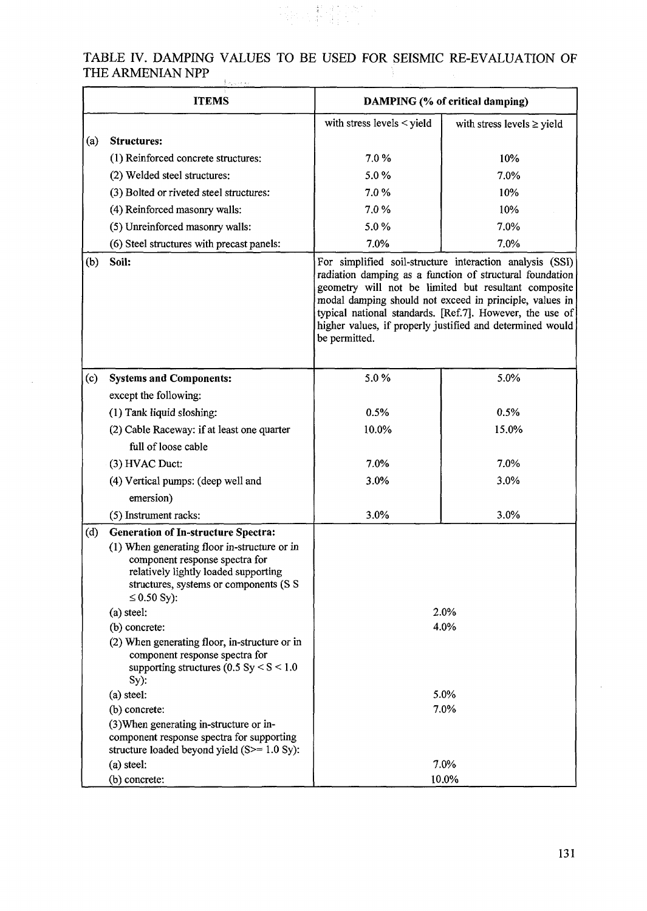TABLE IV. DAMPING VALUES TO BE USED FOR SEISMIC RE-EVALUATION OF THE ARMENIAN NPP

| | ITEMS | DAMPING (% of critical damping) | |
|---|---|---|---|
| | | with stress levels < yield | with stress levels ≥ yield |
| (a) | **Structures:** | | |
| | (1) Reinforced concrete structures: | 7.0 % | 10% |
| | (2) Welded steel structures: | 5.0 % | 7.0% |
| | (3) Bolted or riveted steel structures: | 7.0 % | 10% |
| | (4) Reinforced masonry walls: | 7.0 % | 10% |
| | (5) Unreinforced masonry walls: | 5.0 % | 7.0% |
| | (6) Steel structures with precast panels: | 7.0% | 7.0% |
| (b) | **Soil:** | For simplified soil-structure interaction analysis (SSI) radiation damping as a function of structural foundation geometry will not be limited but resultant composite modal damping should not exceed in principle, values in typical national standards. [Ref.7]. However, the use of higher values, if properly justified and determined would be permitted. | |
| (c) | **Systems and Components:** | 5.0 % | 5.0% |
| | except the following: | | |
| | (1) Tank liquid sloshing: | 0.5% | 0.5% |
| | (2) Cable Raceway: if at least one quarter full of loose cable | 10.0% | 15.0% |
| | (3) HVAC Duct: | 7.0% | 7.0% |
| | (4) Vertical pumps: (deep well and emersion) | 3.0% | 3.0% |
| | (5) Instrument racks: | 3.0% | 3.0% |
| (d) | **Generation of In-structure Spectra:** | | |
| | (1) When generating floor in-structure or in component response spectra for relatively lightly loaded supporting structures, systems or components (S S ≤ 0.50 Sy): | | |
| | (a) steel: | 2.0% | |
| | (b) concrete: | 4.0% | |
| | (2) When generating floor, in-structure or in component response spectra for supporting structures (0.5 Sy < S < 1.0 Sy): | | |
| | (a) steel: | 5.0% | |
| | (b) concrete: | 7.0% | |
| | (3)When generating in-structure or in-component response spectra for supporting structure loaded beyond yield (S>= 1.0 Sy): | | |
| | (a) steel: | 7.0% | |
| | (b) concrete: | 10.0% | |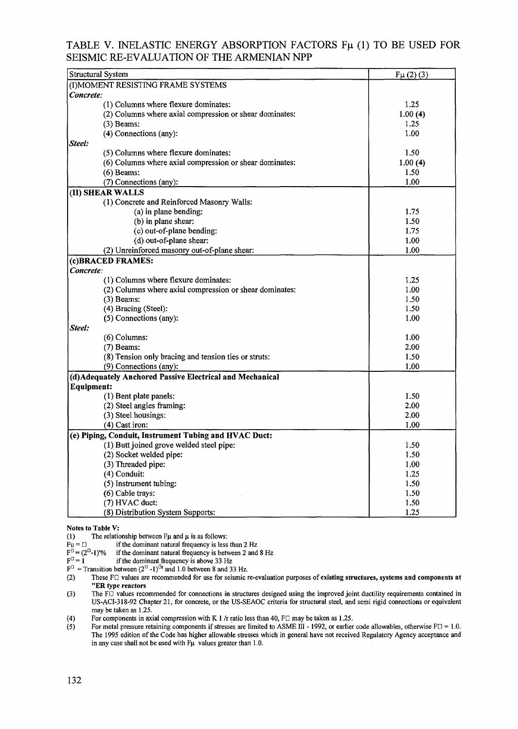## TABLE V. INELASTIC ENERGY ABSORPTION FACTORS Fμ (1) TO BE USED FOR SEISMIC RE-EVALUATION OF THE ARMENIAN NPP

| Structural System | Fμ (2) (3) |
|---|---|
| (I)MOMENT RESISTING FRAME SYSTEMS | |
| *Concrete:* | |
| (1) Columns where flexure dominates: | 1.25 |
| (2) Columns where axial compression or shear dominates: | 1.00 **(4)** |
| (3) Beams: | 1.25 |
| (4) Connections (any): | 1.00 |
| *Steel:* | |
| (5) Columns where flexure dominates: | 1.50 |
| (6) Columns where axial compression or shear dominates: | 1.00 **(4)** |
| (6) Beams: | 1.50 |
| (7) Connections (any): | 1.00 |
| **(II) SHEAR WALLS** | |
| (1) Concrete and Reinforced Masonry Walls: | |
| (a) in plane bending: | 1.75 |
| (b) in plane shear: | 1.50 |
| (c) out-of-plane bending: | 1.75 |
| (d) out-of-plane shear: | 1.00 |
| (2) Unreinforced masonry out-of-plane shear: | 1.00 |
| **(c)BRACED FRAMES:** | |
| *Concrete:* | |
| (1) Columns where flexure dominates: | 1.25 |
| (2) Columns where axial compression or shear dominates: | 1.00 |
| (3) Beams: | 1.50 |
| (4) Bracing (Steel): | 1.50 |
| (5) Connections (any): | 1.00 |
| *Steel:* | |
| (6) Columns: | 1.00 |
| (7) Beams: | 2.00 |
| (8) Tension only bracing and tension ties or struts: | 1.50 |
| (9) Connections (any): | 1.00 |
| **(d)Adequately Anchored Passive Electrical and Mechanical Equipment:** | |
| (1) Bent plate panels: | 1.50 |
| (2) Steel angles framing: | 2.00 |
| (3) Steel housings: | 2.00 |
| (4) Cast iron: | 1.00 |
| **(e) Piping, Conduit, Instrument Tubing and HVAC Duct:** | |
| (1) Butt joined grove welded steel pipe: | 1.50 |
| (2) Socket welded pipe: | 1.50 |
| (3) Threaded pipe: | 1.00 |
| (4) Conduit: | 1.25 |
| (5) Instrument tubing: | 1.50 |
| (6) Cable trays: | 1.50 |
| (7) HVAC duct: | 1.50 |
| (8) Distribution System Supports: | 1.25 |

**Notes to Table V:**

(1) The relationship between Fμ and μ is as follows:

$F\mu = \mu$ if the dominant natural frequency is less than 2 Hz

$F\mu = (2\mu-1)^{1/2}$ if the dominant natural frequency is between 2 and 8 Hz

$F\mu = 1$ if the dominant frequency is above 33 Hz

$F\mu$ = Transition between $(2\mu-1)^{1/2}$ and 1.0 between 8 and 33 Hz.

(2) These Fμ values are recommended for use for seismic re-evaluation purposes of **existing structures, systems and components at "ER type reactors**

(3) The Fμ values recommended for connections in structures designed using the improved joint ductility requirements contained in US-ACI-318-92 Chapter 21, for concrete, or the US-SEAOC criteria for structural steel, and semi rigid connections or equivalent may be taken as 1.25.

(4) For components in axial compression with K l /r ratio less than 40, Fμ may be taken as 1.25.

(5) For metal pressure retaining components if stresses are limited to ASME III - 1992, or earlier code allowables, otherwise Fμ = 1.0. The 1995 edition of the Code has higher allowable stresses which in general have not received Regulatory Agency acceptance and in any case shall not be used with Fμ values greater than 1.0.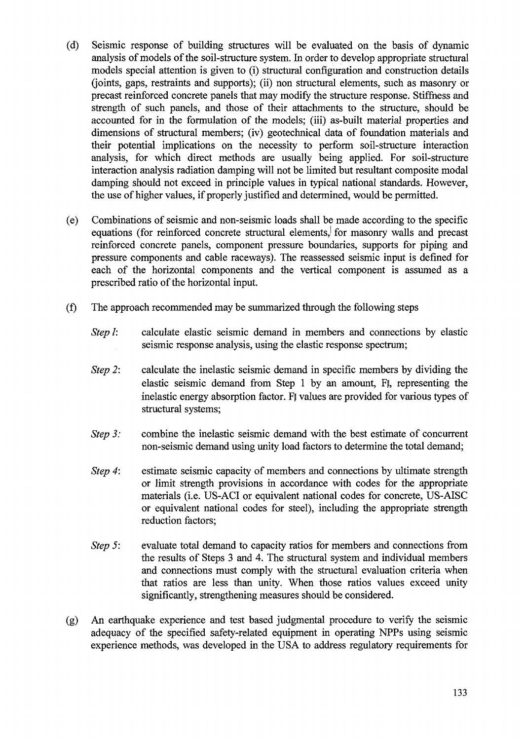(d) Seismic response of building structures will be evaluated on the basis of dynamic analysis of models of the soil-structure system. In order to develop appropriate structural models special attention is given to (i) structural configuration and construction details (joints, gaps, restraints and supports); (ii) non structural elements, such as masonry or precast reinforced concrete panels that may modify the structure response. Stiffness and strength of such panels, and those of their attachments to the structure, should be accounted for in the formulation of the models; (iii) as-built material properties and dimensions of structural members; (iv) geotechnical data of foundation materials and their potential implications on the necessity to perform soil-structure interaction analysis, for which direct methods are usually being applied. For soil-structure interaction analysis radiation damping will not be limited but resultant composite modal damping should not exceed in principle values in typical national standards. However, the use of higher values, if properly justified and determined, would be permitted.

(e) Combinations of seismic and non-seismic loads shall be made according to the specific equations (for reinforced concrete structural elements, for masonry walls and precast reinforced concrete panels, component pressure boundaries, supports for piping and pressure components and cable raceways). The reassessed seismic input is defined for each of the horizontal components and the vertical component is assumed as a prescribed ratio of the horizontal input.

(f) The approach recommended may be summarized through the following steps

*Step 1*: calculate elastic seismic demand in members and connections by elastic seismic response analysis, using the elastic response spectrum;

*Step 2*: calculate the inelastic seismic demand in specific members by dividing the elastic seismic demand from Step 1 by an amount, $F_\mu$, representing the inelastic energy absorption factor. $F_\mu$ values are provided for various types of structural systems;

*Step 3:* combine the inelastic seismic demand with the best estimate of concurrent non-seismic demand using unity load factors to determine the total demand;

*Step 4*: estimate seismic capacity of members and connections by ultimate strength or limit strength provisions in accordance with codes for the appropriate materials (i.e. US-ACI or equivalent national codes for concrete, US-AISC or equivalent national codes for steel), including the appropriate strength reduction factors;

*Step 5*: evaluate total demand to capacity ratios for members and connections from the results of Steps 3 and 4. The structural system and individual members and connections must comply with the structural evaluation criteria when that ratios are less than unity. When those ratios values exceed unity significantly, strengthening measures should be considered.

(g) An earthquake experience and test based judgmental procedure to verify the seismic adequacy of the specified safety-related equipment in operating NPPs using seismic experience methods, was developed in the USA to address regulatory requirements for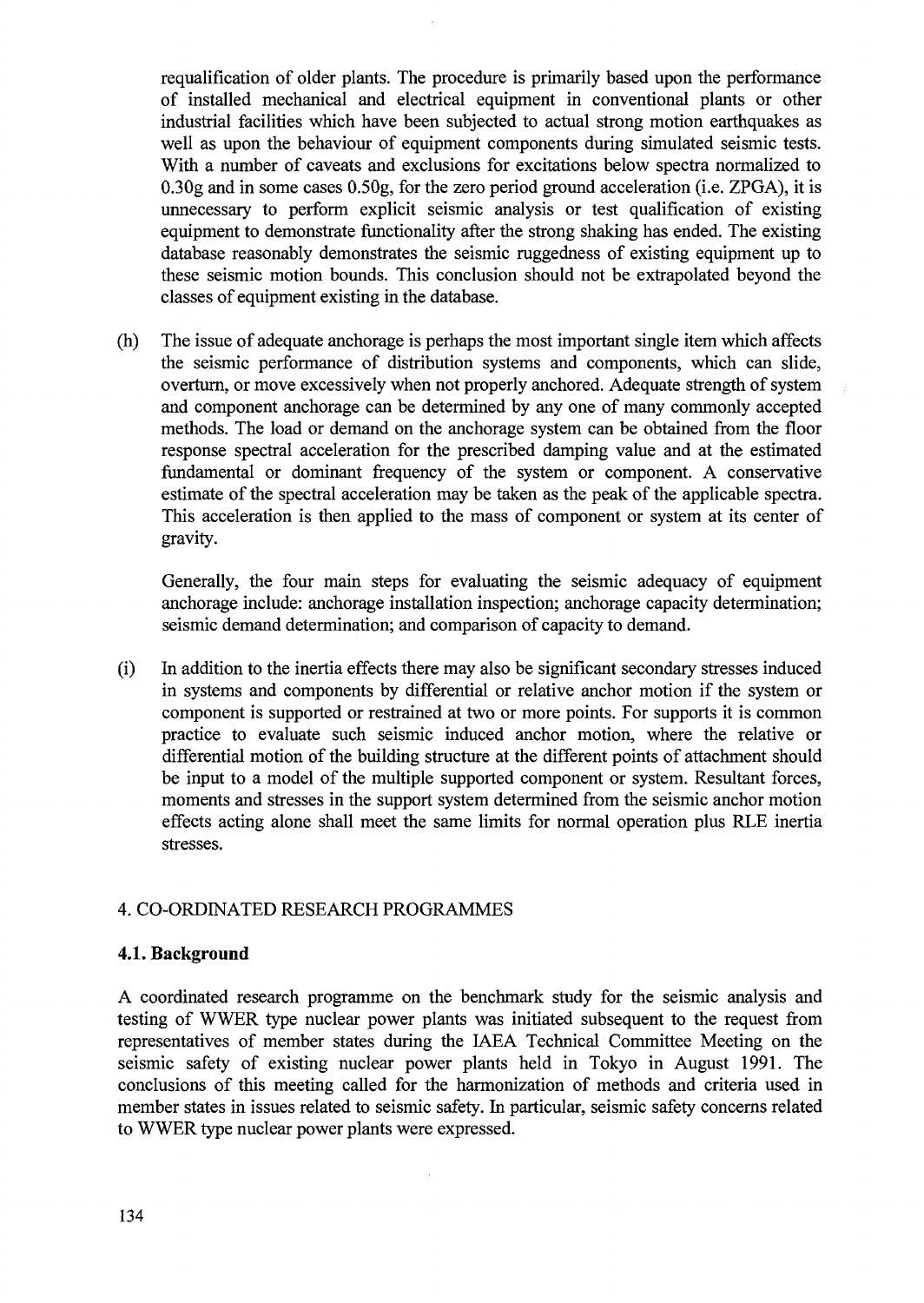requalification of older plants. The procedure is primarily based upon the performance of installed mechanical and electrical equipment in conventional plants or other industrial facilities which have been subjected to actual strong motion earthquakes as well as upon the behaviour of equipment components during simulated seismic tests. With a number of caveats and exclusions for excitations below spectra normalized to 0.30g and in some cases 0.50g, for the zero period ground acceleration (i.e. ZPGA), it is unnecessary to perform explicit seismic analysis or test qualification of existing equipment to demonstrate functionality after the strong shaking has ended. The existing database reasonably demonstrates the seismic ruggedness of existing equipment up to these seismic motion bounds. This conclusion should not be extrapolated beyond the classes of equipment existing in the database.

(h) The issue of adequate anchorage is perhaps the most important single item which affects the seismic performance of distribution systems and components, which can slide, overturn, or move excessively when not properly anchored. Adequate strength of system and component anchorage can be determined by any one of many commonly accepted methods. The load or demand on the anchorage system can be obtained from the floor response spectral acceleration for the prescribed damping value and at the estimated fundamental or dominant frequency of the system or component. A conservative estimate of the spectral acceleration may be taken as the peak of the applicable spectra. This acceleration is then applied to the mass of component or system at its center of gravity.

Generally, the four main steps for evaluating the seismic adequacy of equipment anchorage include: anchorage installation inspection; anchorage capacity determination; seismic demand determination; and comparison of capacity to demand.

(i) In addition to the inertia effects there may also be significant secondary stresses induced in systems and components by differential or relative anchor motion if the system or component is supported or restrained at two or more points. For supports it is common practice to evaluate such seismic induced anchor motion, where the relative or differential motion of the building structure at the different points of attachment should be input to a model of the multiple supported component or system. Resultant forces, moments and stresses in the support system determined from the seismic anchor motion effects acting alone shall meet the same limits for normal operation plus RLE inertia stresses.

## 4. CO-ORDINATED RESEARCH PROGRAMMES

### 4.1. Background

A coordinated research programme on the benchmark study for the seismic analysis and testing of WWER type nuclear power plants was initiated subsequent to the request from representatives of member states during the IAEA Technical Committee Meeting on the seismic safety of existing nuclear power plants held in Tokyo in August 1991. The conclusions of this meeting called for the harmonization of methods and criteria used in member states in issues related to seismic safety. In particular, seismic safety concerns related to WWER type nuclear power plants were expressed.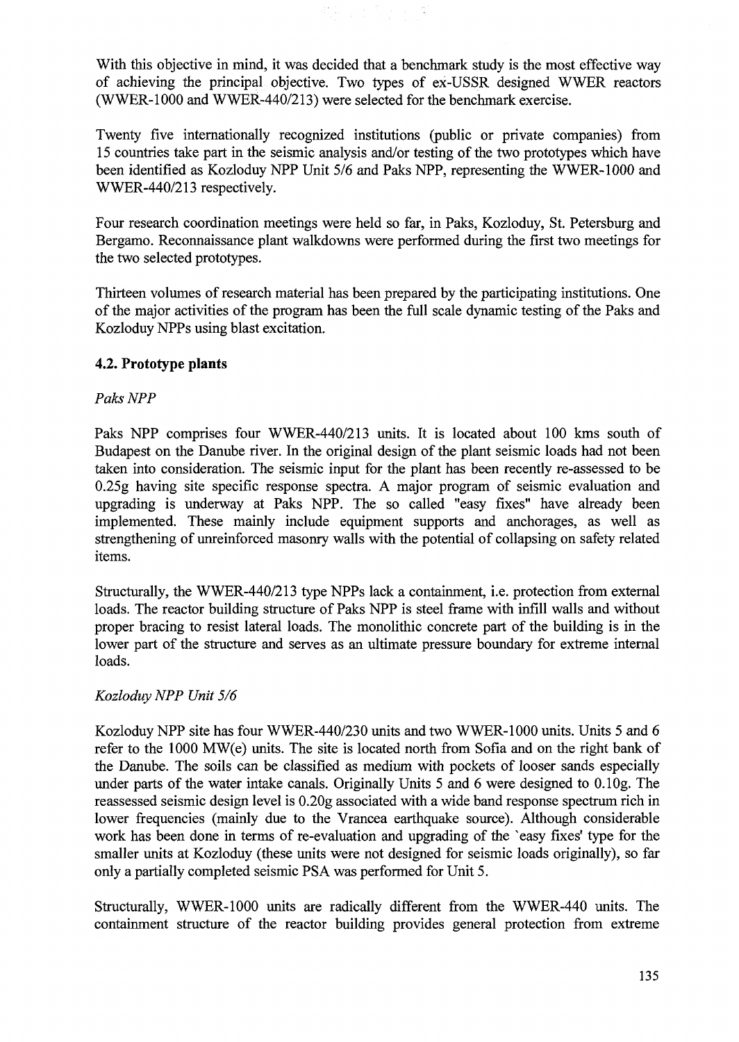With this objective in mind, it was decided that a benchmark study is the most effective way of achieving the principal objective. Two types of ex-USSR designed WWER reactors (WWER-1000 and WWER-440/213) were selected for the benchmark exercise.

Twenty five internationally recognized institutions (public or private companies) from 15 countries take part in the seismic analysis and/or testing of the two prototypes which have been identified as Kozloduy NPP Unit 5/6 and Paks NPP, representing the WWER-1000 and WWER-440/213 respectively.

Four research coordination meetings were held so far, in Paks, Kozloduy, St. Petersburg and Bergamo. Reconnaissance plant walkdowns were performed during the first two meetings for the two selected prototypes.

Thirteen volumes of research material has been prepared by the participating institutions. One of the major activities of the program has been the full scale dynamic testing of the Paks and Kozloduy NPPs using blast excitation.

### 4.2. Prototype plants

*Paks NPP*

Paks NPP comprises four WWER-440/213 units. It is located about 100 kms south of Budapest on the Danube river. In the original design of the plant seismic loads had not been taken into consideration. The seismic input for the plant has been recently re-assessed to be 0.25g having site specific response spectra. A major program of seismic evaluation and upgrading is underway at Paks NPP. The so called "easy fixes" have already been implemented. These mainly include equipment supports and anchorages, as well as strengthening of unreinforced masonry walls with the potential of collapsing on safety related items.

Structurally, the WWER-440/213 type NPPs lack a containment, i.e. protection from external loads. The reactor building structure of Paks NPP is steel frame with infill walls and without proper bracing to resist lateral loads. The monolithic concrete part of the building is in the lower part of the structure and serves as an ultimate pressure boundary for extreme internal loads.

*Kozloduy NPP Unit 5/6*

Kozloduy NPP site has four WWER-440/230 units and two WWER-1000 units. Units 5 and 6 refer to the 1000 MW(e) units. The site is located north from Sofia and on the right bank of the Danube. The soils can be classified as medium with pockets of looser sands especially under parts of the water intake canals. Originally Units 5 and 6 were designed to 0.10g. The reassessed seismic design level is 0.20g associated with a wide band response spectrum rich in lower frequencies (mainly due to the Vrancea earthquake source). Although considerable work has been done in terms of re-evaluation and upgrading of the 'easy fixes' type for the smaller units at Kozloduy (these units were not designed for seismic loads originally), so far only a partially completed seismic PSA was performed for Unit 5.

Structurally, WWER-1000 units are radically different from the WWER-440 units. The containment structure of the reactor building provides general protection from extreme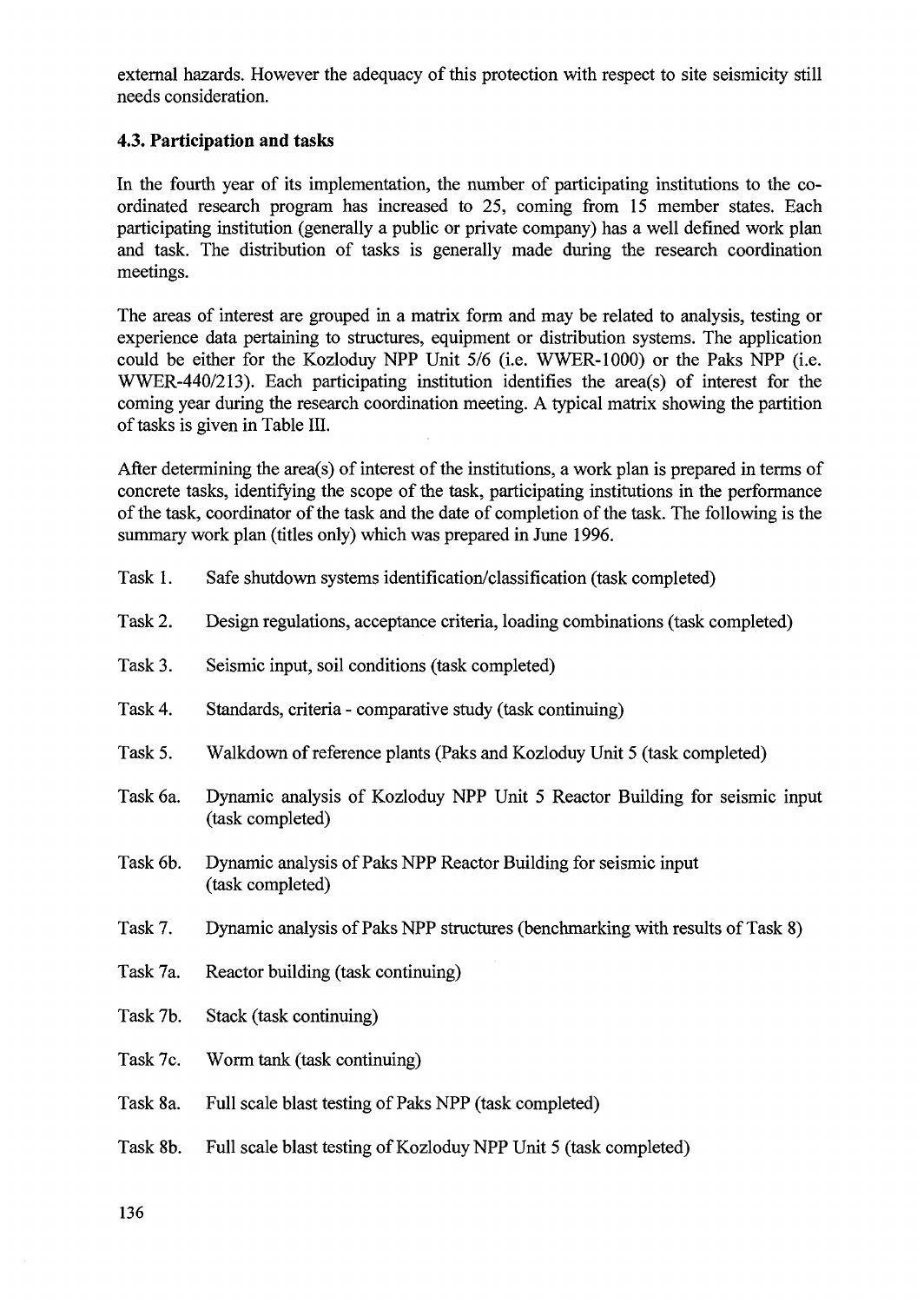external hazards. However the adequacy of this protection with respect to site seismicity still needs consideration.

### 4.3. Participation and tasks

In the fourth year of its implementation, the number of participating institutions to the co-ordinated research program has increased to 25, coming from 15 member states. Each participating institution (generally a public or private company) has a well defined work plan and task. The distribution of tasks is generally made during the research coordination meetings.

The areas of interest are grouped in a matrix form and may be related to analysis, testing or experience data pertaining to structures, equipment or distribution systems. The application could be either for the Kozloduy NPP Unit 5/6 (i.e. WWER-1000) or the Paks NPP (i.e. WWER-440/213). Each participating institution identifies the area(s) of interest for the coming year during the research coordination meeting. A typical matrix showing the partition of tasks is given in Table III.

After determining the area(s) of interest of the institutions, a work plan is prepared in terms of concrete tasks, identifying the scope of the task, participating institutions in the performance of the task, coordinator of the task and the date of completion of the task. The following is the summary work plan (titles only) which was prepared in June 1996.

Task 1. Safe shutdown systems identification/classification (task completed)

Task 2. Design regulations, acceptance criteria, loading combinations (task completed)

Task 3. Seismic input, soil conditions (task completed)

Task 4. Standards, criteria - comparative study (task continuing)

Task 5. Walkdown of reference plants (Paks and Kozloduy Unit 5 (task completed)

Task 6a. Dynamic analysis of Kozloduy NPP Unit 5 Reactor Building for seismic input (task completed)

Task 6b. Dynamic analysis of Paks NPP Reactor Building for seismic input (task completed)

Task 7. Dynamic analysis of Paks NPP structures (benchmarking with results of Task 8)

Task 7a. Reactor building (task continuing)

Task 7b. Stack (task continuing)

Task 7c. Worm tank (task continuing)

Task 8a. Full scale blast testing of Paks NPP (task completed)

Task 8b. Full scale blast testing of Kozloduy NPP Unit 5 (task completed)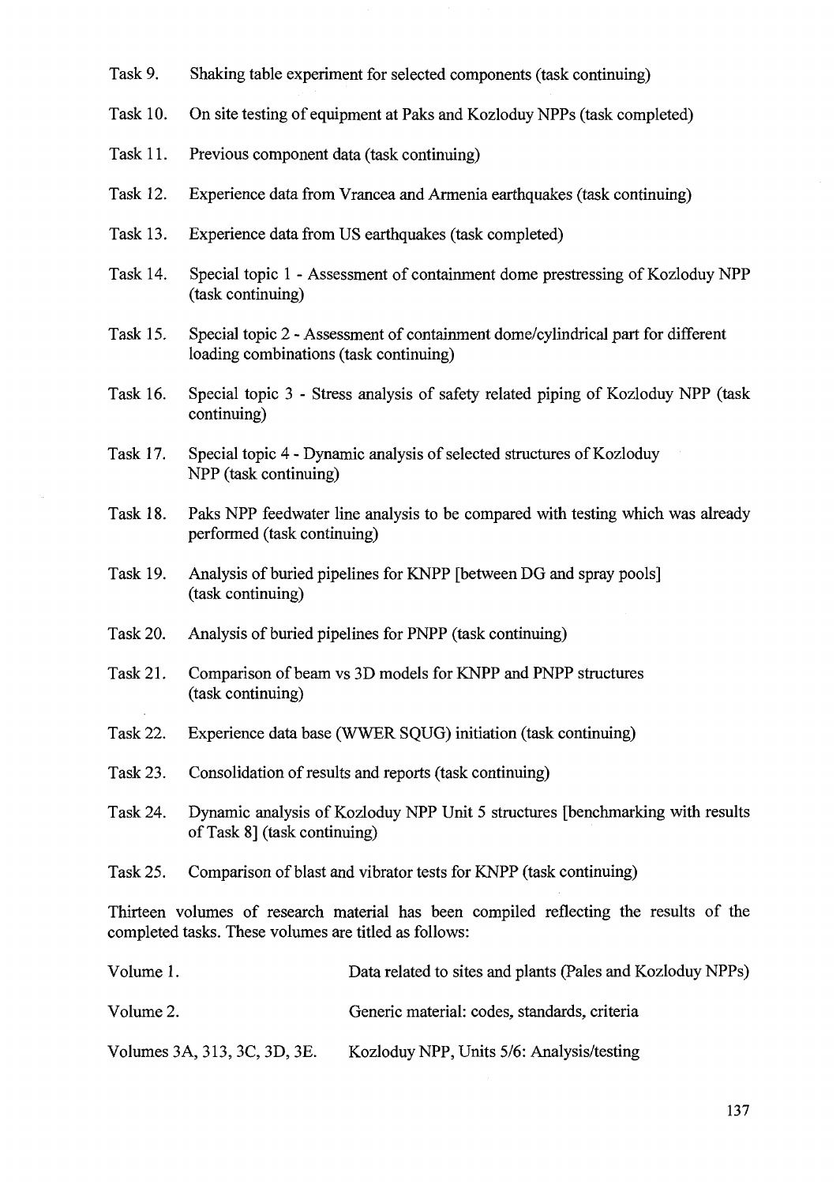Task 9. Shaking table experiment for selected components (task continuing)

Task 10. On site testing of equipment at Paks and Kozloduy NPPs (task completed)

Task 11. Previous component data (task continuing)

Task 12. Experience data from Vrancea and Armenia earthquakes (task continuing)

Task 13. Experience data from US earthquakes (task completed)

Task 14. Special topic 1 - Assessment of containment dome prestressing of Kozloduy NPP (task continuing)

Task 15. Special topic 2 - Assessment of containment dome/cylindrical part for different loading combinations (task continuing)

Task 16. Special topic 3 - Stress analysis of safety related piping of Kozloduy NPP (task continuing)

Task 17. Special topic 4 - Dynamic analysis of selected structures of Kozloduy NPP (task continuing)

Task 18. Paks NPP feedwater line analysis to be compared with testing which was already performed (task continuing)

Task 19. Analysis of buried pipelines for KNPP [between DG and spray pools] (task continuing)

Task 20. Analysis of buried pipelines for PNPP (task continuing)

Task 21. Comparison of beam vs 3D models for KNPP and PNPP structures (task continuing)

Task 22. Experience data base (WWER SQUG) initiation (task continuing)

Task 23. Consolidation of results and reports (task continuing)

Task 24. Dynamic analysis of Kozloduy NPP Unit 5 structures [benchmarking with results of Task 8] (task continuing)

Task 25. Comparison of blast and vibrator tests for KNPP (task continuing)

Thirteen volumes of research material has been compiled reflecting the results of the completed tasks. These volumes are titled as follows:

Volume 1. Data related to sites and plants (Pales and Kozloduy NPPs)

Volume 2. Generic material: codes, standards, criteria

Volumes 3A, 313, 3C, 3D, 3E. Kozloduy NPP, Units 5/6: Analysis/testing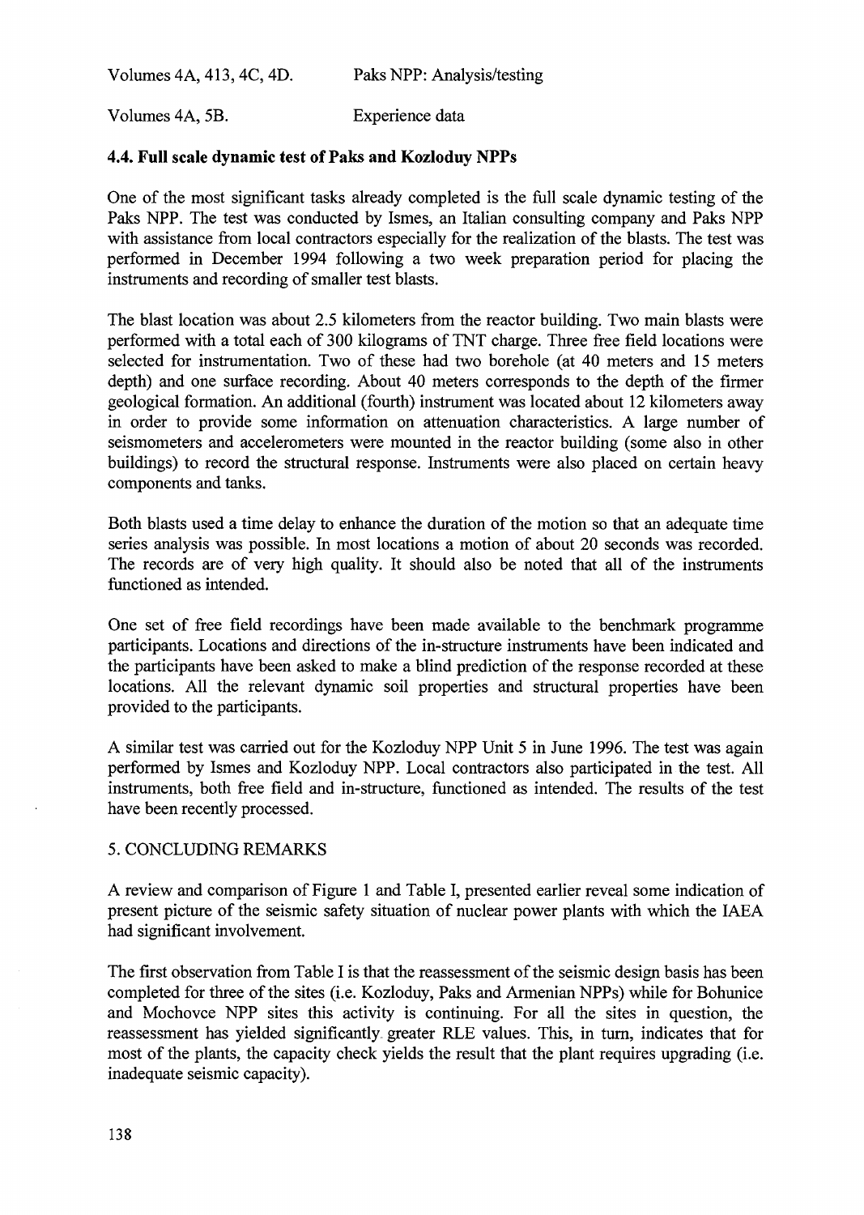Volumes 4A, 413, 4C, 4D. Paks NPP: Analysis/testing

Volumes 4A, 5B. Experience data

### 4.4. Full scale dynamic test of Paks and Kozloduy NPPs

One of the most significant tasks already completed is the full scale dynamic testing of the Paks NPP. The test was conducted by Ismes, an Italian consulting company and Paks NPP with assistance from local contractors especially for the realization of the blasts. The test was performed in December 1994 following a two week preparation period for placing the instruments and recording of smaller test blasts.

The blast location was about 2.5 kilometers from the reactor building. Two main blasts were performed with a total each of 300 kilograms of TNT charge. Three free field locations were selected for instrumentation. Two of these had two borehole (at 40 meters and 15 meters depth) and one surface recording. About 40 meters corresponds to the depth of the firmer geological formation. An additional (fourth) instrument was located about 12 kilometers away in order to provide some information on attenuation characteristics. A large number of seismometers and accelerometers were mounted in the reactor building (some also in other buildings) to record the structural response. Instruments were also placed on certain heavy components and tanks.

Both blasts used a time delay to enhance the duration of the motion so that an adequate time series analysis was possible. In most locations a motion of about 20 seconds was recorded. The records are of very high quality. It should also be noted that all of the instruments functioned as intended.

One set of free field recordings have been made available to the benchmark programme participants. Locations and directions of the in-structure instruments have been indicated and the participants have been asked to make a blind prediction of the response recorded at these locations. All the relevant dynamic soil properties and structural properties have been provided to the participants.

A similar test was carried out for the Kozloduy NPP Unit 5 in June 1996. The test was again performed by Ismes and Kozloduy NPP. Local contractors also participated in the test. All instruments, both free field and in-structure, functioned as intended. The results of the test have been recently processed.

## 5. CONCLUDING REMARKS

A review and comparison of Figure 1 and Table I, presented earlier reveal some indication of present picture of the seismic safety situation of nuclear power plants with which the IAEA had significant involvement.

The first observation from Table I is that the reassessment of the seismic design basis has been completed for three of the sites (i.e. Kozloduy, Paks and Armenian NPPs) while for Bohunice and Mochovce NPP sites this activity is continuing. For all the sites in question, the reassessment has yielded significantly greater RLE values. This, in turn, indicates that for most of the plants, the capacity check yields the result that the plant requires upgrading (i.e. inadequate seismic capacity).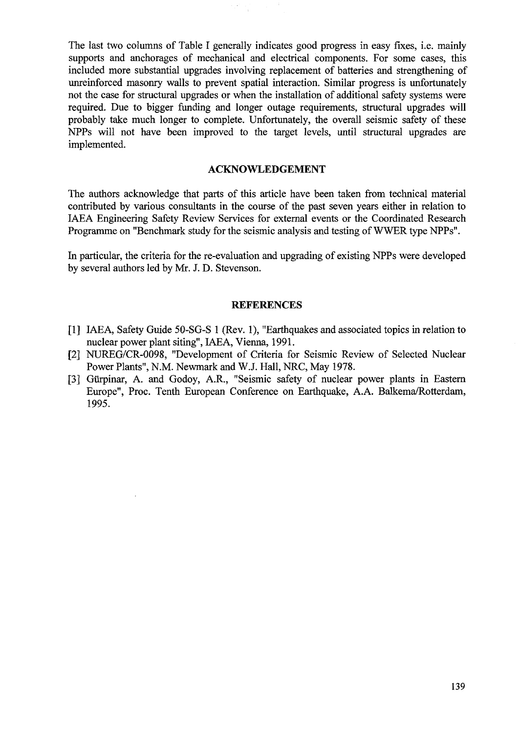The last two columns of Table I generally indicates good progress in easy fixes, i.e. mainly supports and anchorages of mechanical and electrical components. For some cases, this included more substantial upgrades involving replacement of batteries and strengthening of unreinforced masonry walls to prevent spatial interaction. Similar progress is unfortunately not the case for structural upgrades or when the installation of additional safety systems were required. Due to bigger funding and longer outage requirements, structural upgrades will probably take much longer to complete. Unfortunately, the overall seismic safety of these NPPs will not have been improved to the target levels, until structural upgrades are implemented.

## ACKNOWLEDGEMENT

The authors acknowledge that parts of this article have been taken from technical material contributed by various consultants in the course of the past seven years either in relation to IAEA Engineering Safety Review Services for external events or the Coordinated Research Programme on "Benchmark study for the seismic analysis and testing of WWER type NPPs".

In particular, the criteria for the re-evaluation and upgrading of existing NPPs were developed by several authors led by Mr. J. D. Stevenson.

## REFERENCES

[1] IAEA, Safety Guide 50-SG-S 1 (Rev. 1), "Earthquakes and associated topics in relation to nuclear power plant siting", IAEA, Vienna, 1991.

[2] NUREG/CR-0098, "Development of Criteria for Seismic Review of Selected Nuclear Power Plants", N.M. Newmark and W.J. Hall, NRC, May 1978.

[3] Gürpinar, A. and Godoy, A.R., "Seismic safety of nuclear power plants in Eastern Europe", Proc. Tenth European Conference on Earthquake, A.A. Balkema/Rotterdam, 1995.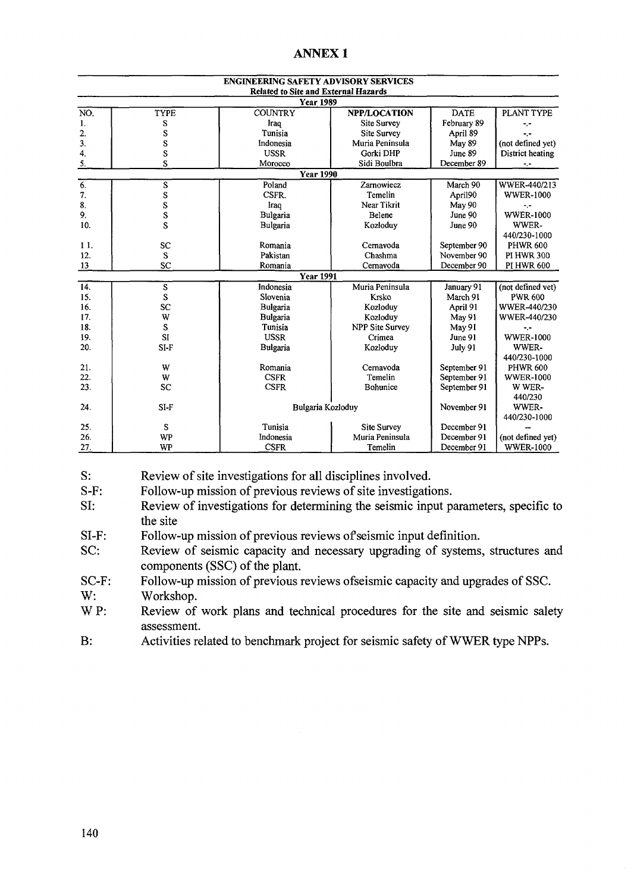# ANNEX 1

| ENGINEERING SAFETY ADVISORY SERVICES Related to Site and External Hazards | | | | | |
|---|---|---|---|---|---|
| **Year 1989** | | | | | |
| NO. | TYPE | COUNTRY | NPP/LOCATION | DATE | PLANT TYPE |
| 1. | S | Iraq | Site Survey | February 89 | -.- |
| 2. | S | Tunisia | Site Survey | April 89 | -.- |
| 3. | S | Indonesia | Muria Peninsula | May 89 | (not defined yet) |
| 4. | S | USSR | Gorki DHP | June 89 | District heating |
| 5. | S | Morocco | Sidi Boulbra | December 89 | -.- |
| **Year 1990** | | | | | |
| 6. | S | Poland | Zarnowiecz | March 90 | WWER-440/213 |
| 7. | S | CSFR. | Temelin | April90 | WWER-1000 |
| 8. | S | Iraq | Near Tikrit | May 90 | -.- |
| 9. | S | Bulgaria | Belene | June 90 | WWER-1000 |
| 10. | S | Bulgaria | Kozloduy | June 90 | WWER-440/230-1000 |
| 11. | SC | Romania | Cernavoda | September 90 | PHWR 600 |
| 12. | S | Pakistan | Chashma | November 90 | PI HWR 300 |
| 13 | SC | Romania | Cernavoda | December 90 | PI HWR 600 |
| **Year 1991** | | | | | |
| 14. | S | Indonesia | Muria Peninsula | January 91 | (not defined yet) |
| 15. | S | Slovenia | Krsko | March 91 | PWR 600 |
| 16. | SC | Bulgaria | Kozloduy | April 91 | WWER-440/230 |
| 17. | W | Bulgaria | Kozloduy | May 91 | WWER-440/230 |
| 18. | S | Tunisia | NPP Site Survey | May 91 | -.- |
| 19. | SI | USSR | Crimea | June 91 | WWER-1000 |
| 20. | SI-F | Bulgaria | Kozloduy | July 91 | WWER-440/230-1000 |
| 21. | W | Romania | Cernavoda | September 91 | PHWR 600 |
| 22. | W | CSFR | Temelin | September 91 | WWER-1000 |
| 23. | SC | CSFR | Bohunice | September 91 | W WER-440/230 |
| 24. | SI-F | Bulgaria Kozloduy | | November 91 | WWER-440/230-1000 |
| 25. | S | Tunisia | Site Survey | December 91 | -- |
| 26. | WP | Indonesia | Muria Peninsula | December 91 | (not defined yet) |
| 27. | WP | CSFR | Temelin | December 91 | WWER-1000 |

S: Review of site investigations for all disciplines involved.

S-F: Follow-up mission of previous reviews of site investigations.

SI: Review of investigations for determining the seismic input parameters, specific to the site

SI-F: Follow-up mission of previous reviews ofseismic input definition.

SC: Review of seismic capacity and necessary upgrading of systems, structures and components (SSC) of the plant.

SC-F: Follow-up mission of previous reviews ofseismic capacity and upgrades of SSC.

W: Workshop.

W P: Review of work plans and technical procedures for the site and seismic salety assessment.

B: Activities related to benchmark project for seismic safety of WWER type NPPs.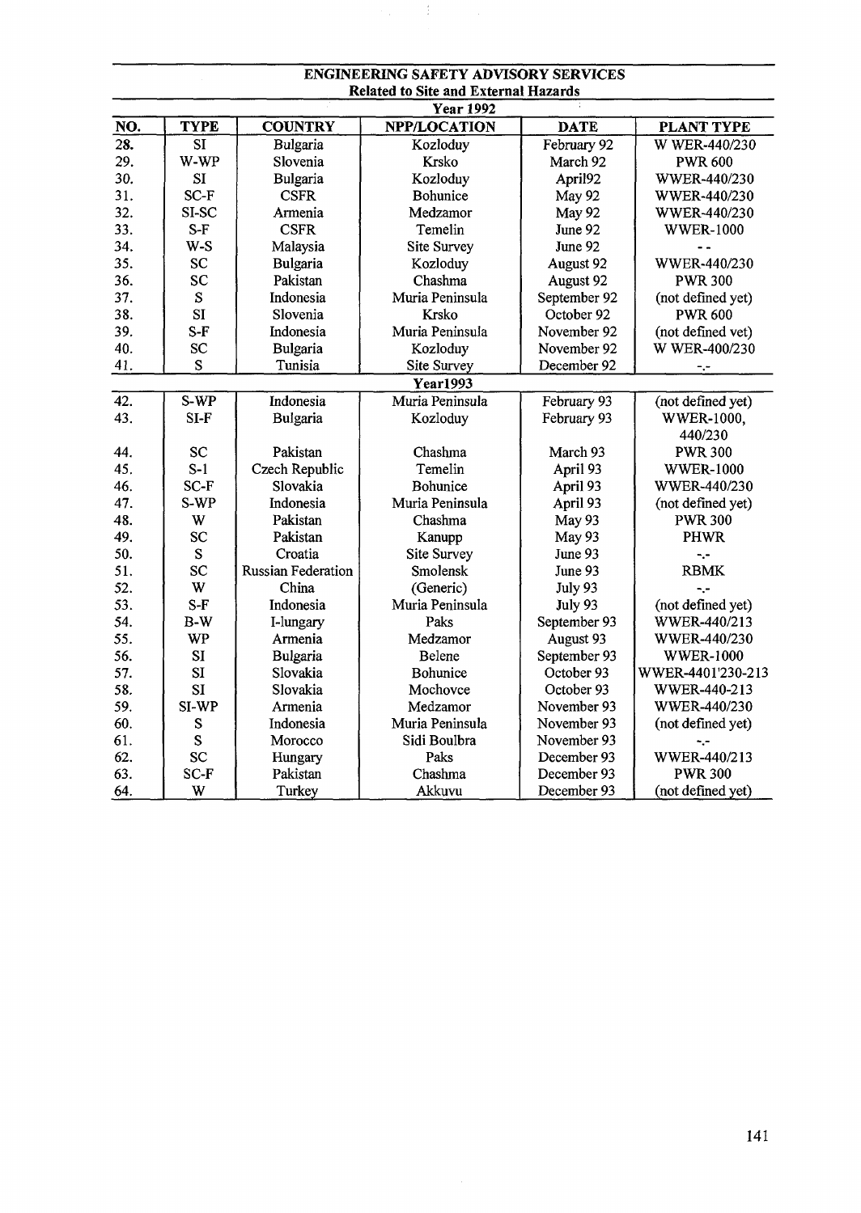## ENGINEERING SAFETY ADVISORY SERVICES

### Related to Site and External Hazards

| NO. | TYPE | COUNTRY | NPP/LOCATION | DATE | PLANT TYPE |
|---|---|---|---|---|---|
| | | | **Year 1992** | | |
| 28. | SI | Bulgaria | Kozloduy | February 92 | W WER-440/230 |
| 29. | W-WP | Slovenia | Krsko | March 92 | PWR 600 |
| 30. | SI | Bulgaria | Kozloduy | April92 | WWER-440/230 |
| 31. | SC-F | CSFR | Bohunice | May 92 | WWER-440/230 |
| 32. | SI-SC | Armenia | Medzamor | May 92 | WWER-440/230 |
| 33. | S-F | CSFR | Temelin | June 92 | WWER-1000 |
| 34. | W-S | Malaysia | Site Survey | June 92 | - - |
| 35. | SC | Bulgaria | Kozloduy | August 92 | WWER-440/230 |
| 36. | SC | Pakistan | Chashma | August 92 | PWR 300 |
| 37. | S | Indonesia | Muria Peninsula | September 92 | (not defined yet) |
| 38. | SI | Slovenia | Krsko | October 92 | PWR 600 |
| 39. | S-F | Indonesia | Muria Peninsula | November 92 | (not defined vet) |
| 40. | SC | Bulgaria | Kozloduy | November 92 | W WER-400/230 |
| 41. | S | Tunisia | Site Survey | December 92 | -.- |
| | | | **Year1993** | | |
| 42. | S-WP | Indonesia | Muria Peninsula | February 93 | (not defined yet) |
| 43. | SI-F | Bulgaria | Kozloduy | February 93 | WWER-1000, 440/230 |
| 44. | SC | Pakistan | Chashma | March 93 | PWR 300 |
| 45. | S-1 | Czech Republic | Temelin | April 93 | WWER-1000 |
| 46. | SC-F | Slovakia | Bohunice | April 93 | WWER-440/230 |
| 47. | S-WP | Indonesia | Muria Peninsula | April 93 | (not defined yet) |
| 48. | W | Pakistan | Chashma | May 93 | PWR 300 |
| 49. | SC | Pakistan | Kanupp | May 93 | PHWR |
| 50. | S | Croatia | Site Survey | June 93 | -.- |
| 51. | SC | Russian Federation | Smolensk | June 93 | RBMK |
| 52. | W | China | (Generic) | July 93 | -.- |
| 53. | S-F | Indonesia | Muria Peninsula | July 93 | (not defined yet) |
| 54. | B-W | I-lungary | Paks | September 93 | WWER-440/213 |
| 55. | WP | Armenia | Medzamor | August 93 | WWER-440/230 |
| 56. | SI | Bulgaria | Belene | September 93 | WWER-1000 |
| 57. | SI | Slovakia | Bohunice | October 93 | WWER-4401'230-213 |
| 58. | SI | Slovakia | Mochovce | October 93 | WWER-440-213 |
| 59. | SI-WP | Armenia | Medzamor | November 93 | WWER-440/230 |
| 60. | S | Indonesia | Muria Peninsula | November 93 | (not defined yet) |
| 61. | S | Morocco | Sidi Boulbra | November 93 | -.- |
| 62. | SC | Hungary | Paks | December 93 | WWER-440/213 |
| 63. | SC-F | Pakistan | Chashma | December 93 | PWR 300 |
| 64. | W | Turkey | Akkuvu | December 93 | (not defined yet) |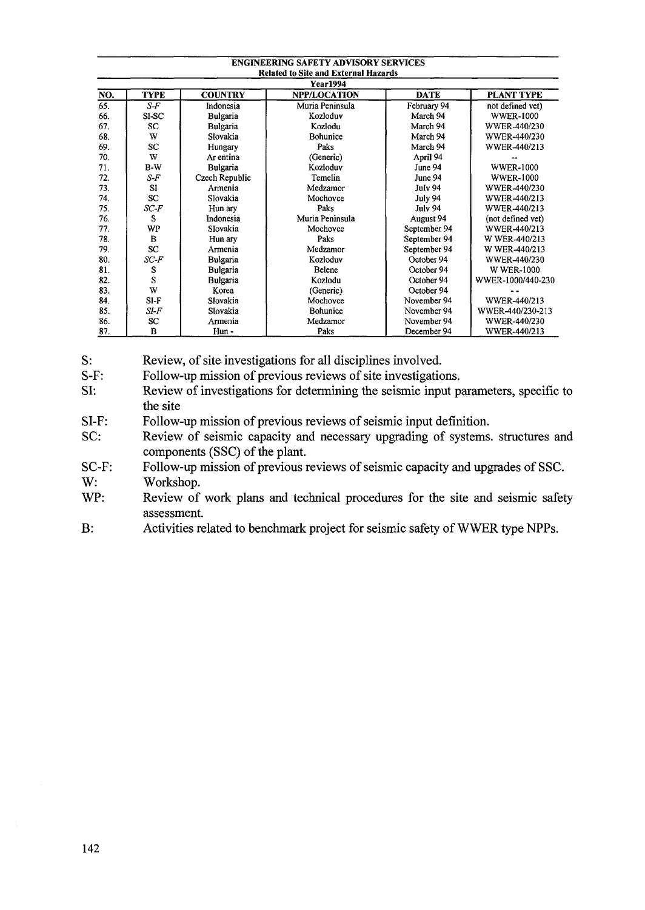| ENGINEERING SAFETY ADVISORY SERVICES | | | | | |
|---|---|---|---|---|---|
| Related to Site and External Hazards | | | | | |
| Year1994 | | | | | |
| NO. | TYPE | COUNTRY | NPP/LOCATION | DATE | PLANT TYPE |
| 65. | *S-F* | Indonesia | Muria Peninsula | February 94 | not defined vet) |
| 66. | SI-SC | Bulgaria | Kozloduv | March 94 | WWER-1000 |
| 67. | SC | Bulgaria | Kozlodu | March 94 | WWER-440/230 |
| 68. | W | Slovakia | Bohunice | March 94 | WWER-440/230 |
| 69. | SC | Hungary | Paks | March 94 | WWER-440/213 |
| 70. | W | Ar entina | (Generic) | April 94 | -- |
| 71. | B-W | Bulgaria | Kozloduv | June 94 | WWER-1000 |
| 72. | *S-F* | Czech Republic | Temelin | June 94 | WWER-1000 |
| 73. | SI | Armenia | Medzamor | Julv 94 | WWER-440/230 |
| 74. | SC | Slovakia | Mochovce | July 94 | WWER-440/213 |
| 75. | *SC-F* | Hun ary | Paks | Julv 94 | WWER-440/213 |
| 76. | S | Indonesia | Muria Peninsula | August 94 | (not defined vet) |
| 77. | WP | Slovakia | Mochovce | September 94 | WWER-440/213 |
| 78. | B | Hun ary | Paks | September 94 | W WER-440/213 |
| 79. | SC | Armenia | Medzamor | September 94 | W WER-440/213 |
| 80. | *SC-F* | Bulgaria | Kozloduv | October 94 | WWER-440/230 |
| 81. | S | Bulgaria | Belene | October 94 | W WER-1000 |
| 82. | S | Bulgaria | Kozlodu | October 94 | WWER-1000/440-230 |
| 83. | W | Korea | (Generic) | October 94 | - - |
| 84. | SI-F | Slovakia | Mochovce | November 94 | WWER-440/213 |
| 85. | *SI-F* | Slovakia | Bohunice | November 94 | WWER-440/230-213 |
| 86. | SC | Armenia | Medzamor | November 94 | WWER-440/230 |
| 87. | B | Hun - | Paks | December 94 | WWER-440/213 |

S: Review, of site investigations for all disciplines involved.

S-F: Follow-up mission of previous reviews of site investigations.

SI: Review of investigations for determining the seismic input parameters, specific to the site

SI-F: Follow-up mission of previous reviews of seismic input definition.

SC: Review of seismic capacity and necessary upgrading of systems. structures and components (SSC) of the plant.

SC-F: Follow-up mission of previous reviews of seismic capacity and upgrades of SSC.

W: Workshop.

WP: Review of work plans and technical procedures for the site and seismic safety assessment.

B: Activities related to benchmark project for seismic safety of WWER type NPPs.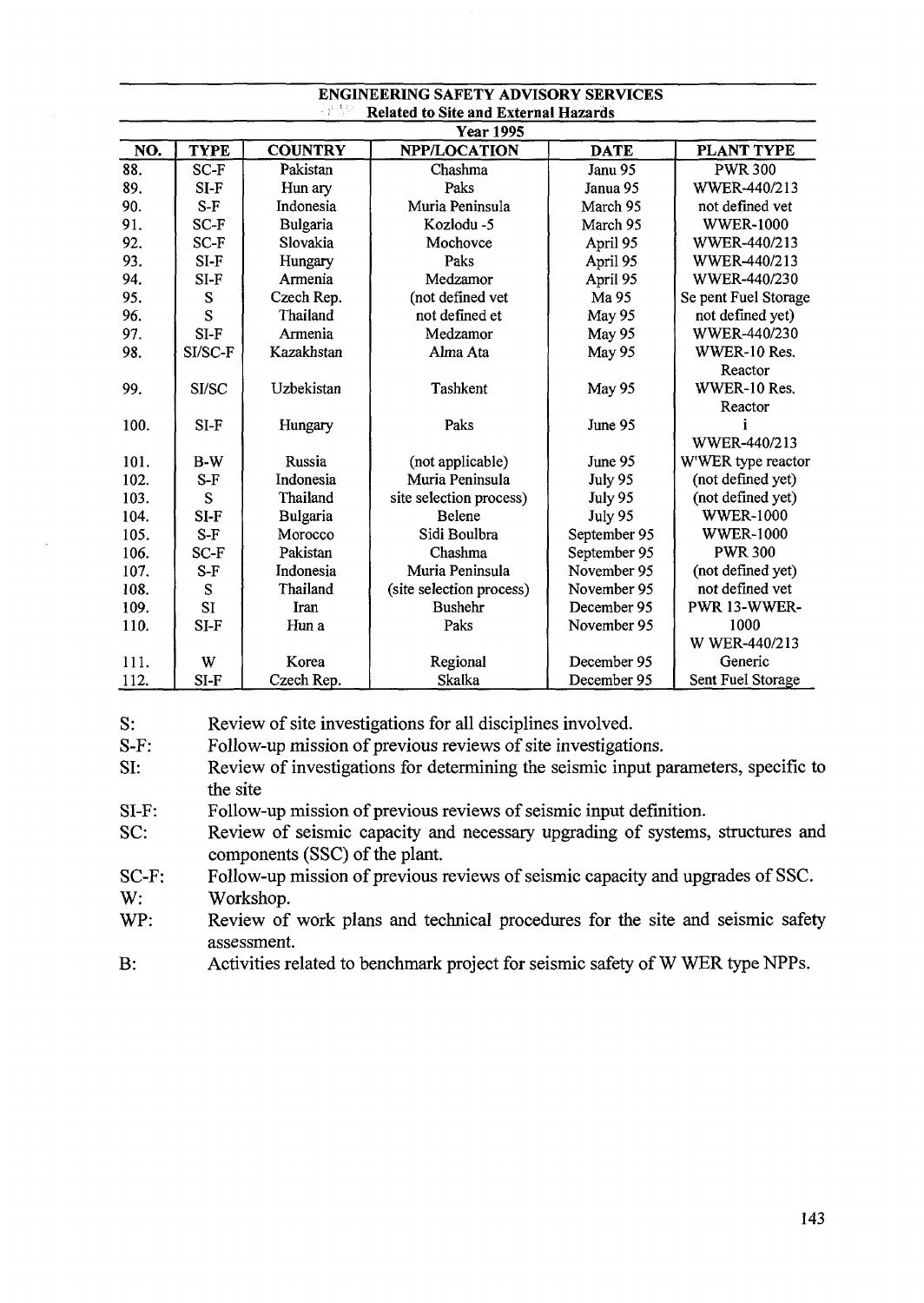| ENGINEERING SAFETY ADVISORY SERVICES Related to Site and External Hazards Year 1995 | | | | | |
|---|---|---|---|---|---|
| **NO.** | **TYPE** | **COUNTRY** | **NPP/LOCATION** | **DATE** | **PLANT TYPE** |
| 88. | SC-F | Pakistan | Chashma | Janu 95 | PWR 300 |
| 89. | SI-F | Hun ary | Paks | Janua 95 | WWER-440/213 |
| 90. | S-F | Indonesia | Muria Peninsula | March 95 | not defined vet |
| 91. | SC-F | Bulgaria | Kozlodu -5 | March 95 | WWER-1000 |
| 92. | SC-F | Slovakia | Mochovce | April 95 | WWER-440/213 |
| 93. | SI-F | Hungary | Paks | April 95 | WWER-440/213 |
| 94. | SI-F | Armenia | Medzamor | April 95 | WWER-440/230 |
| 95. | S | Czech Rep. | (not defined vet | Ma 95 | Se pent Fuel Storage |
| 96. | S | Thailand | not defined et | May 95 | not defined yet) |
| 97. | SI-F | Armenia | Medzamor | May 95 | WWER-440/230 |
| 98. | SI/SC-F | Kazakhstan | Alma Ata | May 95 | WWER-10 Res. Reactor |
| 99. | SI/SC | Uzbekistan | Tashkent | May 95 | WWER-10 Res. Reactor |
| 100. | SI-F | Hungary | Paks | June 95 | i WWER-440/213 |
| 101. | B-W | Russia | (not applicable) | June 95 | W'WER type reactor |
| 102. | S-F | Indonesia | Muria Peninsula | July 95 | (not defined yet) |
| 103. | S | Thailand | site selection process) | July 95 | (not defined yet) |
| 104. | SI-F | Bulgaria | Belene | July 95 | WWER-1000 |
| 105. | S-F | Morocco | Sidi Boulbra | September 95 | WWER-1000 |
| 106. | SC-F | Pakistan | Chashma | September 95 | PWR 300 |
| 107. | S-F | Indonesia | Muria Peninsula | November 95 | (not defined yet) |
| 108. | S | Thailand | (site selection process) | November 95 | not defined vet |
| 109. | SI | Iran | Bushehr | December 95 | PWR 13-WWER-1000 |
| 110. | SI-F | Hun a | Paks | November 95 | W WER-440/213 |
| 111. | W | Korea | Regional | December 95 | Generic |
| 112. | SI-F | Czech Rep. | Skalka | December 95 | Sent Fuel Storage |

S: Review of site investigations for all disciplines involved.

S-F: Follow-up mission of previous reviews of site investigations.

SI: Review of investigations for determining the seismic input parameters, specific to the site

SI-F: Follow-up mission of previous reviews of seismic input definition.

SC: Review of seismic capacity and necessary upgrading of systems, structures and components (SSC) of the plant.

SC-F: Follow-up mission of previous reviews of seismic capacity and upgrades of SSC.

W: Workshop.

WP: Review of work plans and technical procedures for the site and seismic safety assessment.

B: Activities related to benchmark project for seismic safety of W WER type NPPs.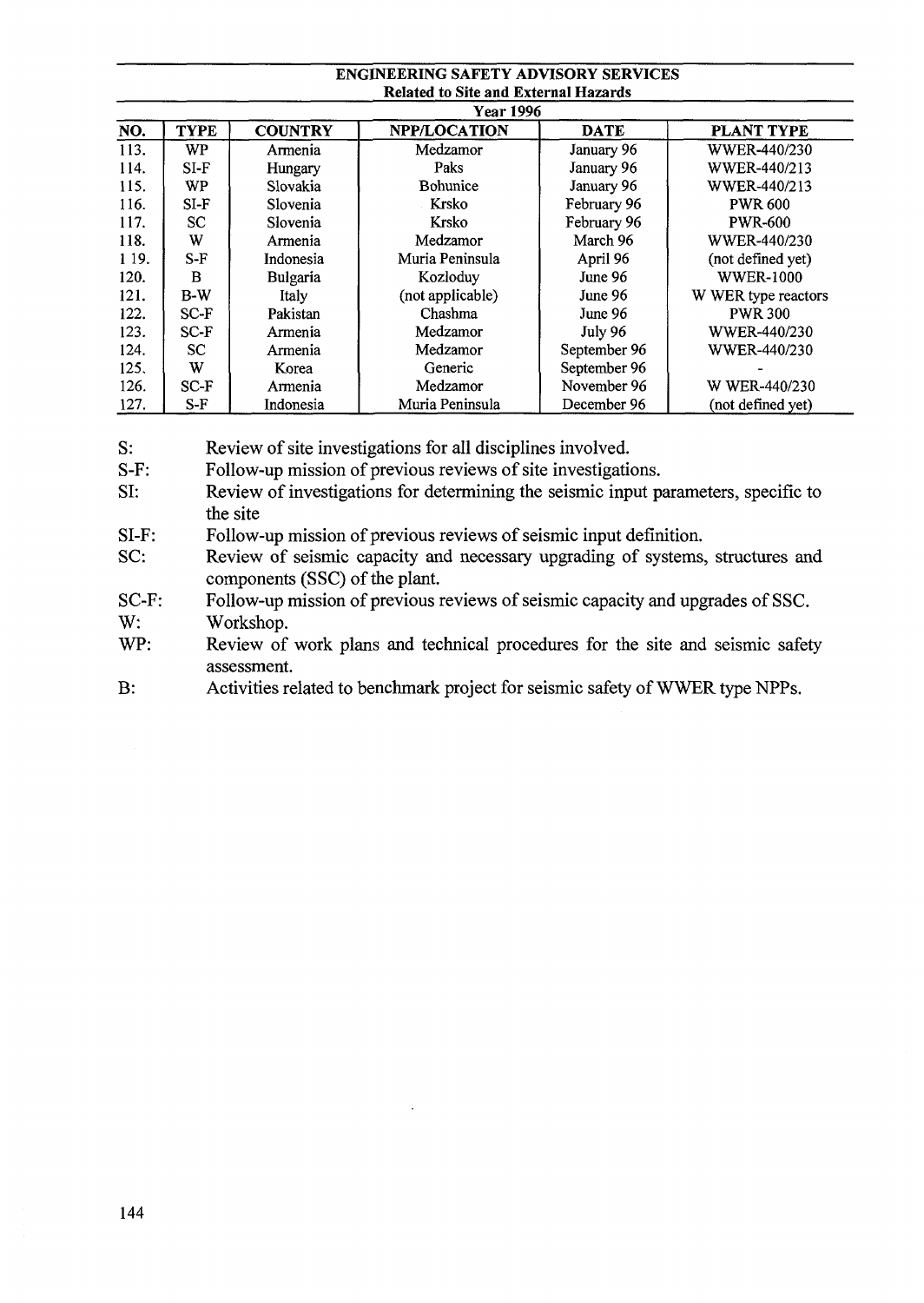**ENGINEERING SAFETY ADVISORY SERVICES**
**Related to Site and External Hazards**
**Year 1996**

| NO. | TYPE | COUNTRY | NPP/LOCATION | DATE | PLANT TYPE |
|---|---|---|---|---|---|
| 113. | WP | Armenia | Medzamor | January 96 | WWER-440/230 |
| 114. | SI-F | Hungary | Paks | January 96 | WWER-440/213 |
| 115. | WP | Slovakia | Bohunice | January 96 | WWER-440/213 |
| 116. | SI-F | Slovenia | Krsko | February 96 | PWR 600 |
| 117. | SC | Slovenia | Krsko | February 96 | PWR-600 |
| 118. | W | Armenia | Medzamor | March 96 | WWER-440/230 |
| 1 19. | S-F | Indonesia | Muria Peninsula | April 96 | (not defined yet) |
| 120. | B | Bulgaria | Kozloduy | June 96 | WWER-1000 |
| 121. | B-W | Italy | (not applicable) | June 96 | W WER type reactors |
| 122. | SC-F | Pakistan | Chashma | June 96 | PWR 300 |
| 123. | SC-F | Armenia | Medzamor | July 96 | WWER-440/230 |
| 124. | SC | Armenia | Medzamor | September 96 | WWER-440/230 |
| 125. | W | Korea | Generic | September 96 | - |
| 126. | SC-F | Armenia | Medzamor | November 96 | W WER-440/230 |
| 127. | S-F | Indonesia | Muria Peninsula | December 96 | (not defined yet) |

S: Review of site investigations for all disciplines involved.

S-F: Follow-up mission of previous reviews of site investigations.

SI: Review of investigations for determining the seismic input parameters, specific to the site

SI-F: Follow-up mission of previous reviews of seismic input definition.

SC: Review of seismic capacity and necessary upgrading of systems, structures and components (SSC) of the plant.

SC-F: Follow-up mission of previous reviews of seismic capacity and upgrades of SSC.

W: Workshop.

WP: Review of work plans and technical procedures for the site and seismic safety assessment.

B: Activities related to benchmark project for seismic safety of WWER type NPPs.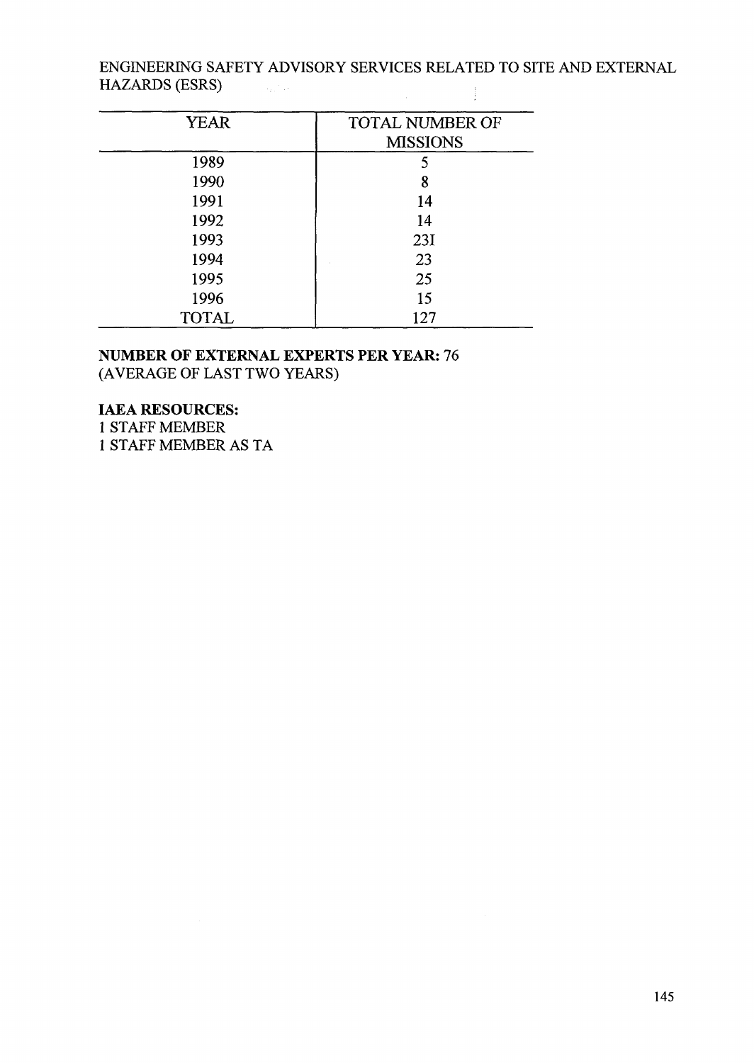ENGINEERING SAFETY ADVISORY SERVICES RELATED TO SITE AND EXTERNAL HAZARDS (ESRS)

| YEAR | TOTAL NUMBER OF MISSIONS |
|---|---|
| 1989 | 5 |
| 1990 | 8 |
| 1991 | 14 |
| 1992 | 14 |
| 1993 | 23I |
| 1994 | 23 |
| 1995 | 25 |
| 1996 | 15 |
| TOTAL | 127 |

**NUMBER OF EXTERNAL EXPERTS PER YEAR:** 76
(AVERAGE OF LAST TWO YEARS)

**IAEA RESOURCES:**
1 STAFF MEMBER
1 STAFF MEMBER AS TA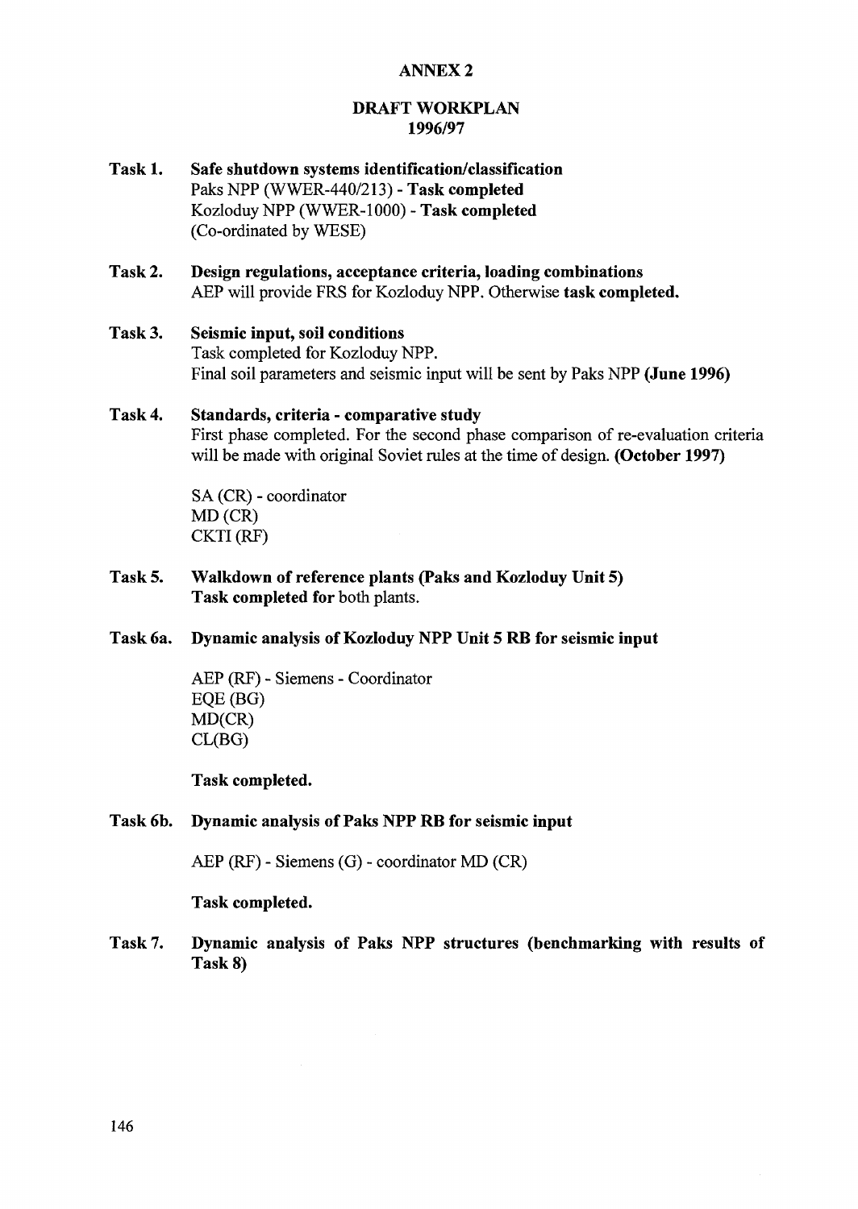# ANNEX 2

## DRAFT WORKPLAN 1996/97

**Task 1. Safe shutdown systems identification/classification**
Paks NPP (WWER-440/213) - **Task completed**
Kozloduy NPP (WWER-1000) - **Task completed**
(Co-ordinated by WESE)

**Task 2. Design regulations, acceptance criteria, loading combinations**
AEP will provide FRS for Kozloduy NPP. Otherwise **task completed.**

**Task 3. Seismic input, soil conditions**
Task completed for Kozloduy NPP.
Final soil parameters and seismic input will be sent by Paks NPP **(June 1996)**

**Task 4. Standards, criteria - comparative study**
First phase completed. For the second phase comparison of re-evaluation criteria will be made with original Soviet rules at the time of design. **(October 1997)**

SA (CR) - coordinator
MD (CR)
CKTI (RF)

**Task 5. Walkdown of reference plants (Paks and Kozloduy Unit 5)**
**Task completed for** both plants.

**Task 6a. Dynamic analysis of Kozloduy NPP Unit 5 RB for seismic input**

AEP (RF) - Siemens - Coordinator
EQE (BG)
MD(CR)
CL(BG)

**Task completed.**

**Task 6b. Dynamic analysis of Paks NPP RB for seismic input**

AEP (RF) - Siemens (G) - coordinator MD (CR)

**Task completed.**

**Task 7. Dynamic analysis of Paks NPP structures (benchmarking with results of Task 8)**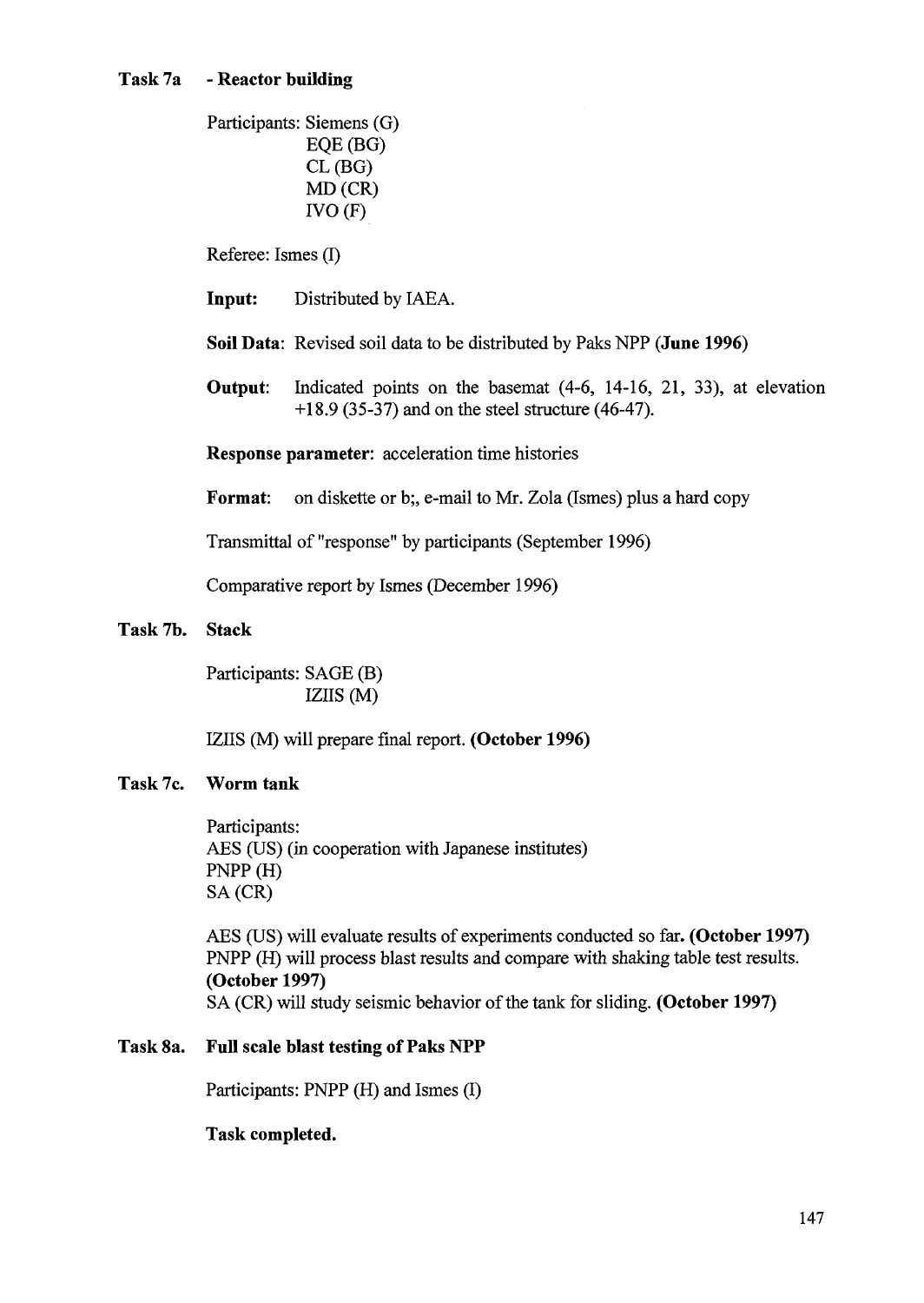### Task 7a - Reactor building

Participants: Siemens (G)
EQE (BG)
CL (BG)
MD (CR)
IVO (F)

Referee: Ismes (I)

**Input:** Distributed by IAEA.

**Soil Data**: Revised soil data to be distributed by Paks NPP (**June 1996**)

**Output**: Indicated points on the basemat (4-6, 14-16, 21, 33), at elevation +18.9 (35-37) and on the steel structure (46-47).

**Response parameter**: acceleration time histories

**Format**: on diskette or b;, e-mail to Mr. Zola (Ismes) plus a hard copy

Transmittal of "response" by participants (September 1996)

Comparative report by Ismes (December 1996)

### Task 7b. Stack

Participants: SAGE (B)
IZIIS (M)

IZIIS (M) will prepare final report. **(October 1996)**

### Task 7c. Worm tank

Participants:
AES (US) (in cooperation with Japanese institutes)
PNPP (H)
SA (CR)

AES (US) will evaluate results of experiments conducted so far**. (October 1997)**
PNPP (H) will process blast results and compare with shaking table test results. **(October 1997)**
SA (CR) will study seismic behavior of the tank for sliding. **(October 1997)**

### Task 8a. Full scale blast testing of Paks NPP

Participants: PNPP (H) and Ismes (I)

**Task completed.**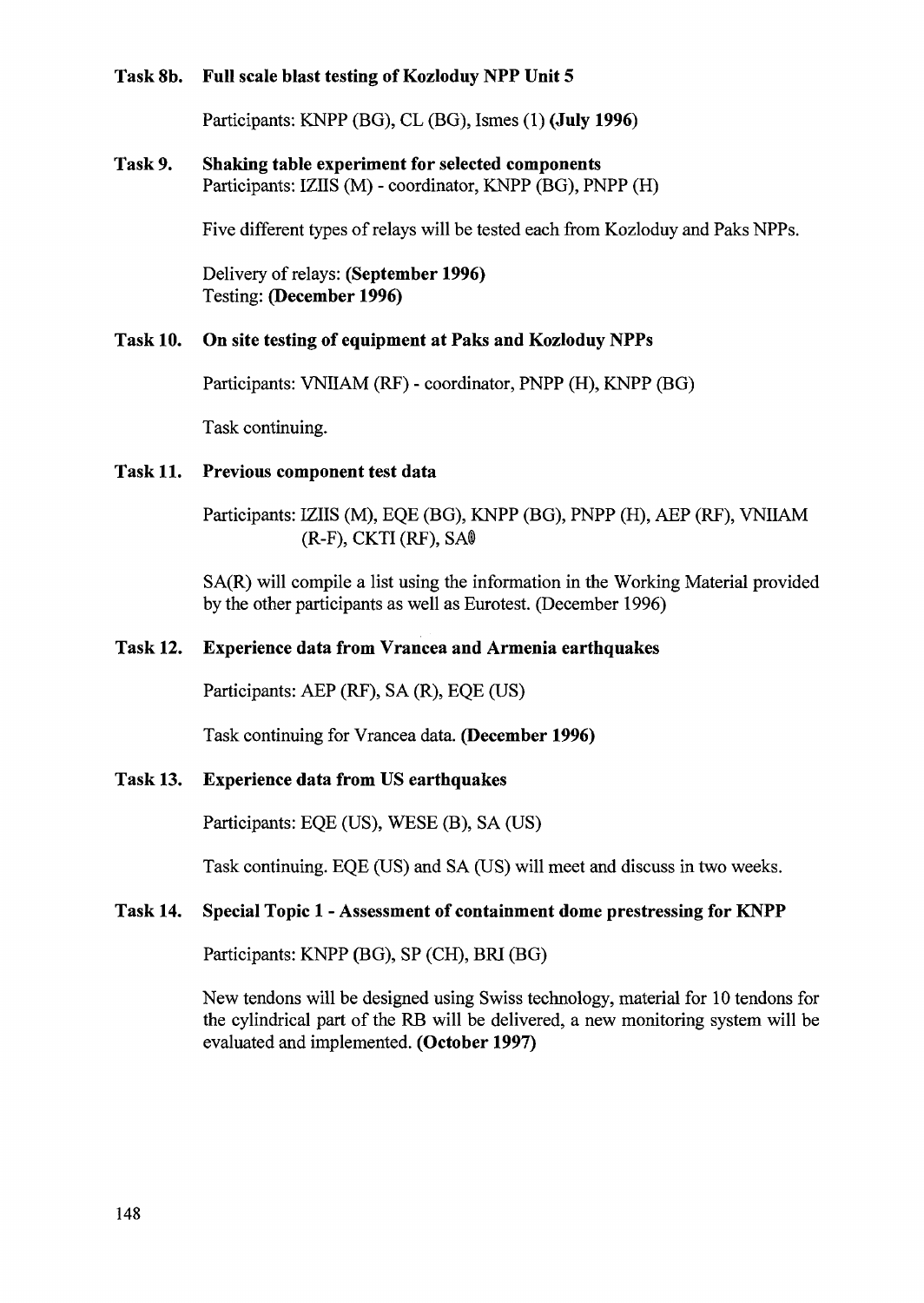**Task 8b. Full scale blast testing of Kozloduy NPP Unit 5**

Participants: KNPP (BG), CL (BG), Ismes (1) **(July 1996)**

**Task 9. Shaking table experiment for selected components**

Participants: IZIIS (M) - coordinator, KNPP (BG), PNPP (H)

Five different types of relays will be tested each from Kozloduy and Paks NPPs.

Delivery of relays: **(September 1996)**
Testing: **(December 1996)**

**Task 10. On site testing of equipment at Paks and Kozloduy NPPs**

Participants: VNIIAM (RF) - coordinator, PNPP (H), KNPP (BG)

Task continuing.

**Task 11. Previous component test data**

Participants: IZIIS (M), EQE (BG), KNPP (BG), PNPP (H), AEP (RF), VNIIAM (R-F), CKTI (RF), SA(R)

SA(R) will compile a list using the information in the Working Material provided by the other participants as well as Eurotest. (December 1996)

**Task 12. Experience data from Vrancea and Armenia earthquakes**

Participants: AEP (RF), SA (R), EQE (US)

Task continuing for Vrancea data. **(December 1996)**

**Task 13. Experience data from US earthquakes**

Participants: EQE (US), WESE (B), SA (US)

Task continuing. EQE (US) and SA (US) will meet and discuss in two weeks.

**Task 14. Special Topic 1 - Assessment of containment dome prestressing for KNPP**

Participants: KNPP (BG), SP (CH), BRI (BG)

New tendons will be designed using Swiss technology, material for 10 tendons for the cylindrical part of the RB will be delivered, a new monitoring system will be evaluated and implemented. **(October 1997)**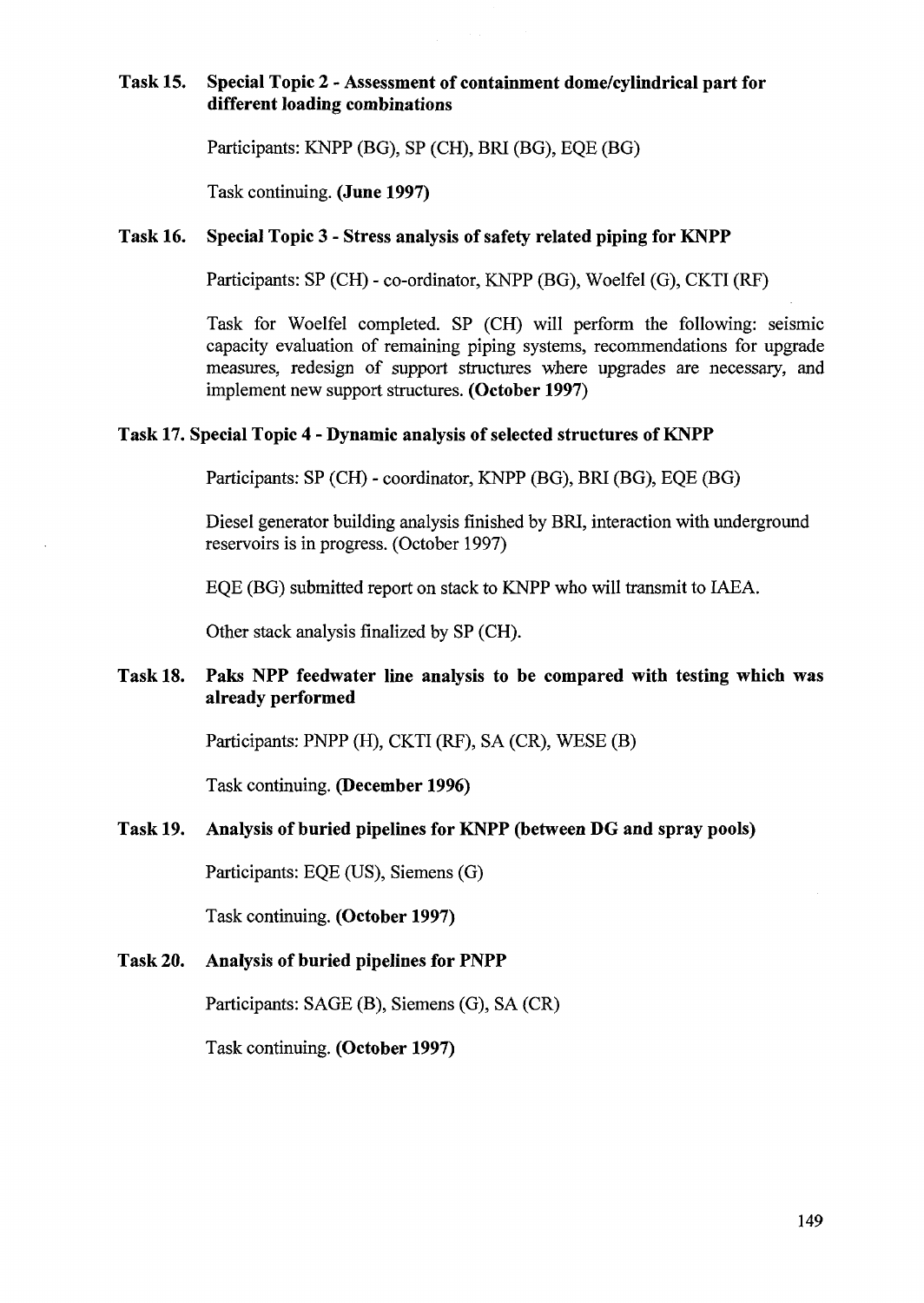**Task 15. Special Topic 2 - Assessment of containment dome/cylindrical part for different loading combinations**

Participants: KNPP (BG), SP (CH), BRI (BG), EQE (BG)

Task continuing. **(June 1997)**

**Task 16. Special Topic 3 - Stress analysis of safety related piping for KNPP**

Participants: SP (CH) - co-ordinator, KNPP (BG), Woelfel (G), CKTI (RF)

Task for Woelfel completed. SP (CH) will perform the following: seismic capacity evaluation of remaining piping systems, recommendations for upgrade measures, redesign of support structures where upgrades are necessary, and implement new support structures. **(October 1997)**

**Task 17. Special Topic 4 - Dynamic analysis of selected structures of KNPP**

Participants: SP (CH) - coordinator, KNPP (BG), BRI (BG), EQE (BG)

Diesel generator building analysis finished by BRI, interaction with underground reservoirs is in progress. (October 1997)

EQE (BG) submitted report on stack to KNPP who will transmit to IAEA.

Other stack analysis finalized by SP (CH).

**Task 18. Paks NPP feedwater line analysis to be compared with testing which was already performed**

Participants: PNPP (H), CKTI (RF), SA (CR), WESE (B)

Task continuing. **(December 1996)**

**Task 19. Analysis of buried pipelines for KNPP (between DG and spray pools)**

Participants: EQE (US), Siemens (G)

Task continuing. **(October 1997)**

**Task 20. Analysis of buried pipelines for PNPP**

Participants: SAGE (B), Siemens (G), SA (CR)

Task continuing. **(October 1997)**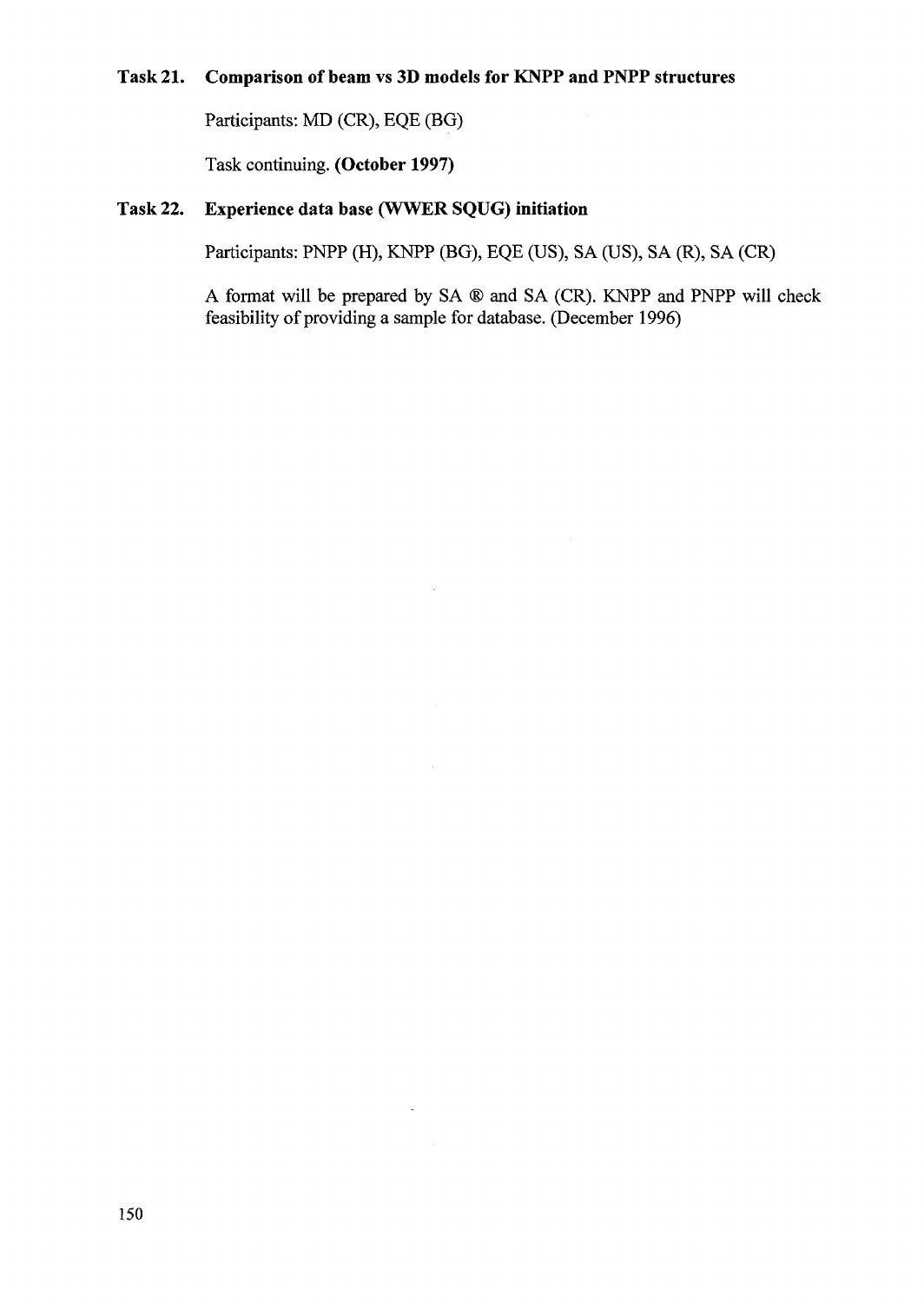**Task 21. Comparison of beam vs 3D models for KNPP and PNPP structures**

Participants: MD (CR), EQE (BG)

Task continuing. **(October 1997)**

**Task 22. Experience data base (WWER SQUG) initiation**

Participants: PNPP (H), KNPP (BG), EQE (US), SA (US), SA (R), SA (CR)

A format will be prepared by SA ® and SA (CR). KNPP and PNPP will check feasibility of providing a sample for database. (December 1996)